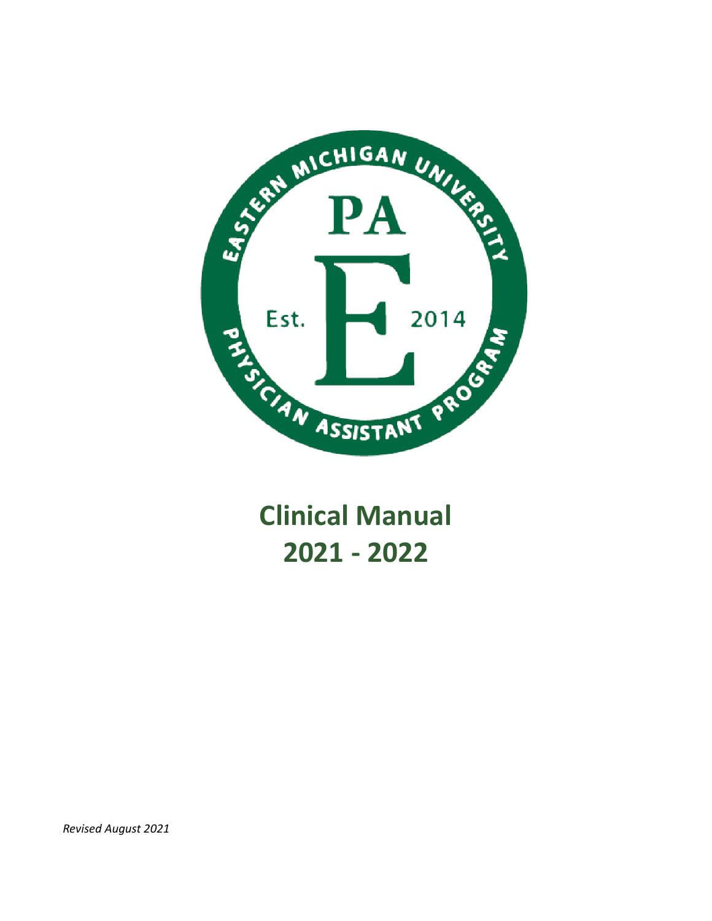EASTERN MICHIGAN UNIVERSITY

PA

E

Est. 2014

PHYSICIAN ASSISTANT PROGRAM

# Clinical Manual
# 2021 - 2022

*Revised August 2021*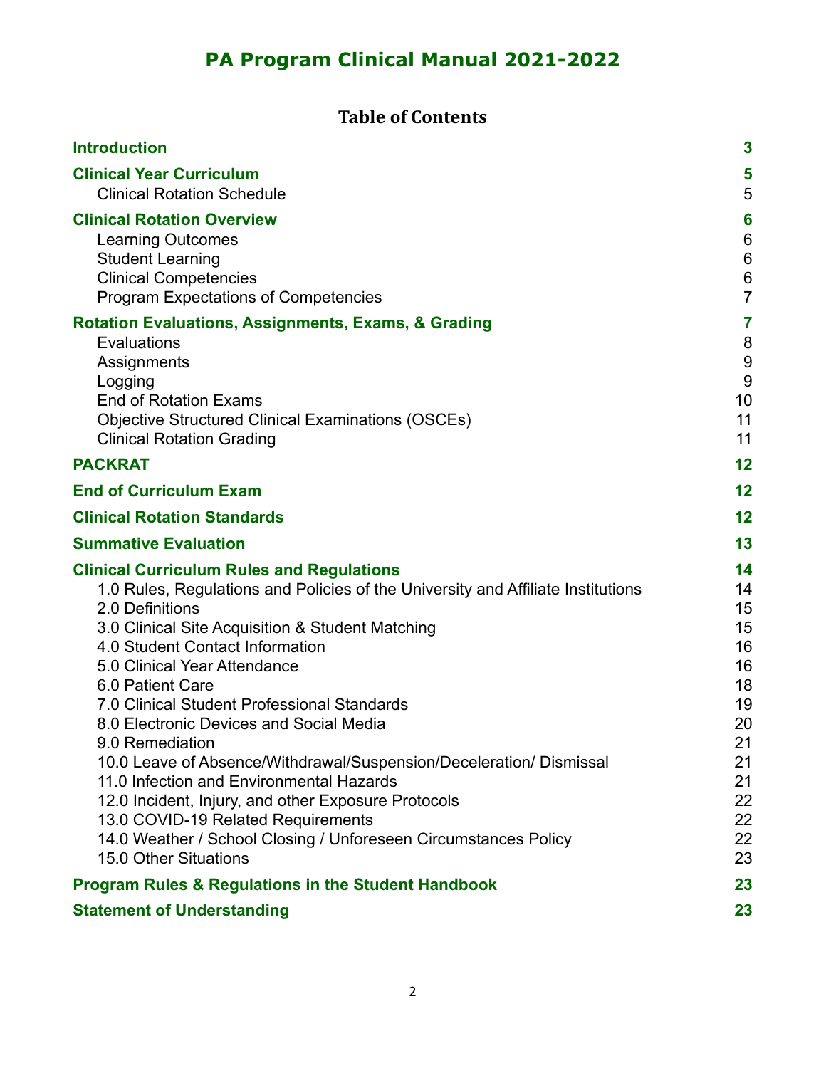# PA Program Clinical Manual 2021-2022

## Table of Contents

| | |
|---|---|
| **Introduction** | **3** |
| **Clinical Year Curriculum** | **5** |
| Clinical Rotation Schedule | 5 |
| **Clinical Rotation Overview** | **6** |
| Learning Outcomes | 6 |
| Student Learning | 6 |
| Clinical Competencies | 6 |
| Program Expectations of Competencies | 7 |
| **Rotation Evaluations, Assignments, Exams, & Grading** | **7** |
| Evaluations | 8 |
| Assignments | 9 |
| Logging | 9 |
| End of Rotation Exams | 10 |
| Objective Structured Clinical Examinations (OSCEs) | 11 |
| Clinical Rotation Grading | 11 |
| **PACKRAT** | **12** |
| **End of Curriculum Exam** | **12** |
| **Clinical Rotation Standards** | **12** |
| **Summative Evaluation** | **13** |
| **Clinical Curriculum Rules and Regulations** | **14** |
| 1.0 Rules, Regulations and Policies of the University and Affiliate Institutions | 14 |
| 2.0 Definitions | 15 |
| 3.0 Clinical Site Acquisition & Student Matching | 15 |
| 4.0 Student Contact Information | 16 |
| 5.0 Clinical Year Attendance | 16 |
| 6.0 Patient Care | 18 |
| 7.0 Clinical Student Professional Standards | 19 |
| 8.0 Electronic Devices and Social Media | 20 |
| 9.0 Remediation | 21 |
| 10.0 Leave of Absence/Withdrawal/Suspension/Deceleration/ Dismissal | 21 |
| 11.0 Infection and Environmental Hazards | 21 |
| 12.0 Incident, Injury, and other Exposure Protocols | 22 |
| 13.0 COVID-19 Related Requirements | 22 |
| 14.0 Weather / School Closing / Unforeseen Circumstances Policy | 22 |
| 15.0 Other Situations | 23 |
| **Program Rules & Regulations in the Student Handbook** | **23** |
| **Statement of Understanding** | **23** |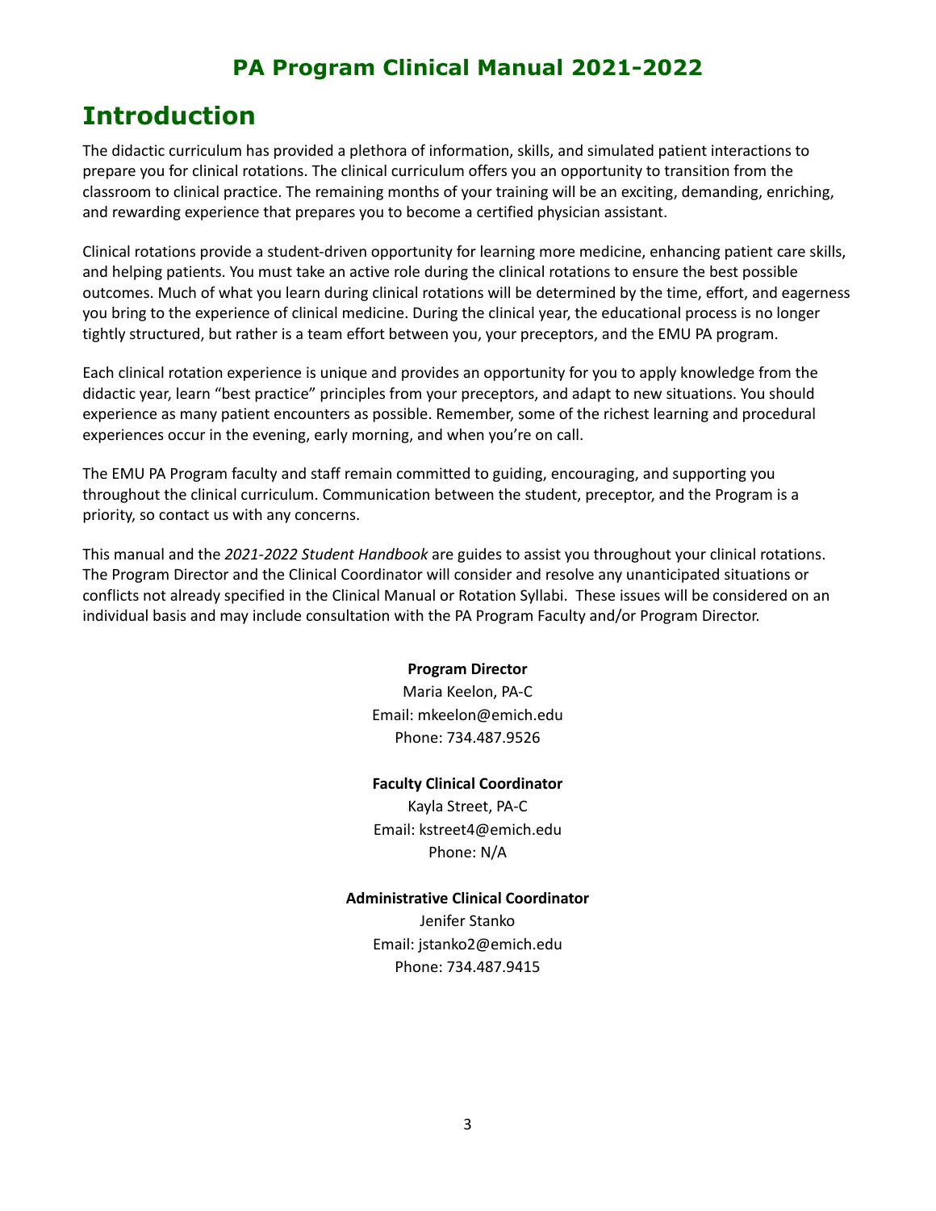# PA Program Clinical Manual 2021-2022

## Introduction

The didactic curriculum has provided a plethora of information, skills, and simulated patient interactions to prepare you for clinical rotations. The clinical curriculum offers you an opportunity to transition from the classroom to clinical practice. The remaining months of your training will be an exciting, demanding, enriching, and rewarding experience that prepares you to become a certified physician assistant.

Clinical rotations provide a student-driven opportunity for learning more medicine, enhancing patient care skills, and helping patients. You must take an active role during the clinical rotations to ensure the best possible outcomes. Much of what you learn during clinical rotations will be determined by the time, effort, and eagerness you bring to the experience of clinical medicine. During the clinical year, the educational process is no longer tightly structured, but rather is a team effort between you, your preceptors, and the EMU PA program.

Each clinical rotation experience is unique and provides an opportunity for you to apply knowledge from the didactic year, learn "best practice" principles from your preceptors, and adapt to new situations. You should experience as many patient encounters as possible. Remember, some of the richest learning and procedural experiences occur in the evening, early morning, and when you're on call.

The EMU PA Program faculty and staff remain committed to guiding, encouraging, and supporting you throughout the clinical curriculum. Communication between the student, preceptor, and the Program is a priority, so contact us with any concerns.

This manual and the *2021-2022 Student Handbook* are guides to assist you throughout your clinical rotations. The Program Director and the Clinical Coordinator will consider and resolve any unanticipated situations or conflicts not already specified in the Clinical Manual or Rotation Syllabi. These issues will be considered on an individual basis and may include consultation with the PA Program Faculty and/or Program Director.

**Program Director**
Maria Keelon, PA-C
Email: mkeelon@emich.edu
Phone: 734.487.9526

**Faculty Clinical Coordinator**
Kayla Street, PA-C
Email: kstreet4@emich.edu
Phone: N/A

**Administrative Clinical Coordinator**
Jenifer Stanko
Email: jstanko2@emich.edu
Phone: 734.487.9415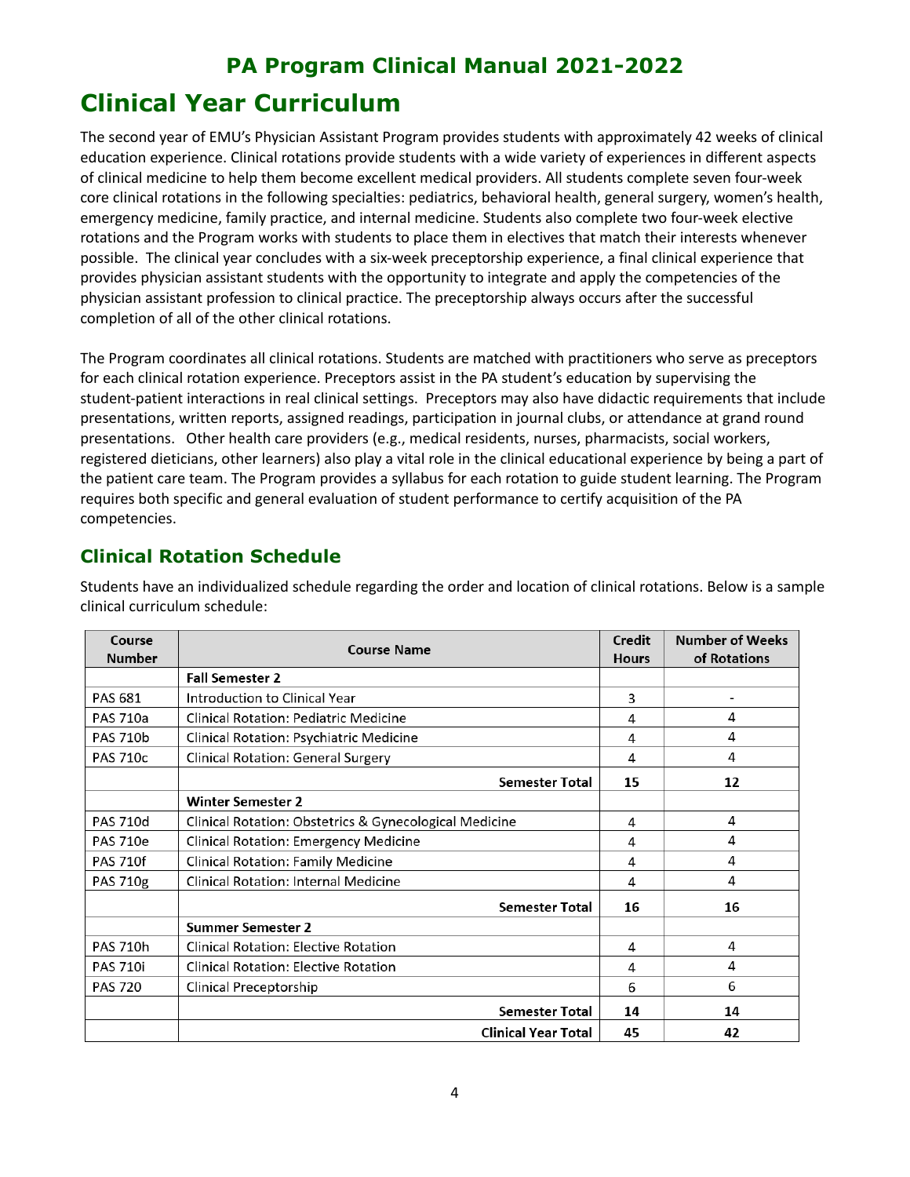# Clinical Year Curriculum

The second year of EMU's Physician Assistant Program provides students with approximately 42 weeks of clinical education experience. Clinical rotations provide students with a wide variety of experiences in different aspects of clinical medicine to help them become excellent medical providers. All students complete seven four-week core clinical rotations in the following specialties: pediatrics, behavioral health, general surgery, women's health, emergency medicine, family practice, and internal medicine. Students also complete two four-week elective rotations and the Program works with students to place them in electives that match their interests whenever possible. The clinical year concludes with a six-week preceptorship experience, a final clinical experience that provides physician assistant students with the opportunity to integrate and apply the competencies of the physician assistant profession to clinical practice. The preceptorship always occurs after the successful completion of all of the other clinical rotations.

The Program coordinates all clinical rotations. Students are matched with practitioners who serve as preceptors for each clinical rotation experience. Preceptors assist in the PA student's education by supervising the student-patient interactions in real clinical settings. Preceptors may also have didactic requirements that include presentations, written reports, assigned readings, participation in journal clubs, or attendance at grand round presentations. Other health care providers (e.g., medical residents, nurses, pharmacists, social workers, registered dieticians, other learners) also play a vital role in the clinical educational experience by being a part of the patient care team. The Program provides a syllabus for each rotation to guide student learning. The Program requires both specific and general evaluation of student performance to certify acquisition of the PA competencies.

## Clinical Rotation Schedule

Students have an individualized schedule regarding the order and location of clinical rotations. Below is a sample clinical curriculum schedule:

| Course Number | Course Name | Credit Hours | Number of Weeks of Rotations |
|---|---|---|---|
| | **Fall Semester 2** | | |
| PAS 681 | Introduction to Clinical Year | 3 | - |
| PAS 710a | Clinical Rotation: Pediatric Medicine | 4 | 4 |
| PAS 710b | Clinical Rotation: Psychiatric Medicine | 4 | 4 |
| PAS 710c | Clinical Rotation: General Surgery | 4 | 4 |
| | **Semester Total** | **15** | **12** |
| | **Winter Semester 2** | | |
| PAS 710d | Clinical Rotation: Obstetrics & Gynecological Medicine | 4 | 4 |
| PAS 710e | Clinical Rotation: Emergency Medicine | 4 | 4 |
| PAS 710f | Clinical Rotation: Family Medicine | 4 | 4 |
| PAS 710g | Clinical Rotation: Internal Medicine | 4 | 4 |
| | **Semester Total** | **16** | **16** |
| | **Summer Semester 2** | | |
| PAS 710h | Clinical Rotation: Elective Rotation | 4 | 4 |
| PAS 710i | Clinical Rotation: Elective Rotation | 4 | 4 |
| PAS 720 | Clinical Preceptorship | 6 | 6 |
| | **Semester Total** | **14** | **14** |
| | **Clinical Year Total** | **45** | **42** |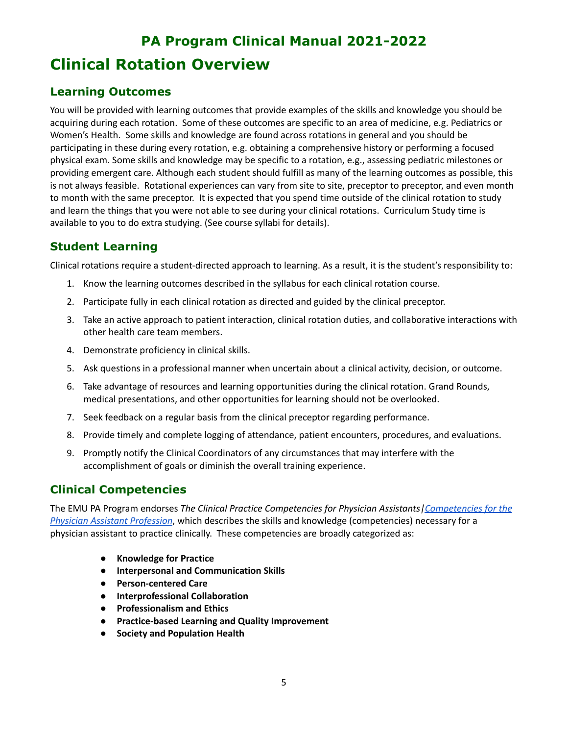# Clinical Rotation Overview

## Learning Outcomes

You will be provided with learning outcomes that provide examples of the skills and knowledge you should be acquiring during each rotation. Some of these outcomes are specific to an area of medicine, e.g. Pediatrics or Women's Health. Some skills and knowledge are found across rotations in general and you should be participating in these during every rotation, e.g. obtaining a comprehensive history or performing a focused physical exam. Some skills and knowledge may be specific to a rotation, e.g., assessing pediatric milestones or providing emergent care. Although each student should fulfill as many of the learning outcomes as possible, this is not always feasible. Rotational experiences can vary from site to site, preceptor to preceptor, and even month to month with the same preceptor. It is expected that you spend time outside of the clinical rotation to study and learn the things that you were not able to see during your clinical rotations. Curriculum Study time is available to you to do extra studying. (See course syllabi for details).

## Student Learning

Clinical rotations require a student-directed approach to learning. As a result, it is the student's responsibility to:

1. Know the learning outcomes described in the syllabus for each clinical rotation course.
2. Participate fully in each clinical rotation as directed and guided by the clinical preceptor.
3. Take an active approach to patient interaction, clinical rotation duties, and collaborative interactions with other health care team members.
4. Demonstrate proficiency in clinical skills.
5. Ask questions in a professional manner when uncertain about a clinical activity, decision, or outcome.
6. Take advantage of resources and learning opportunities during the clinical rotation. Grand Rounds, medical presentations, and other opportunities for learning should not be overlooked.
7. Seek feedback on a regular basis from the clinical preceptor regarding performance.
8. Provide timely and complete logging of attendance, patient encounters, procedures, and evaluations.
9. Promptly notify the Clinical Coordinators of any circumstances that may interfere with the accomplishment of goals or diminish the overall training experience.

## Clinical Competencies

The EMU PA Program endorses *The Clinical Practice Competencies for Physician Assistants*|*Competencies for the Physician Assistant Profession*, which describes the skills and knowledge (competencies) necessary for a physician assistant to practice clinically. These competencies are broadly categorized as:

- **Knowledge for Practice**
- **Interpersonal and Communication Skills**
- **Person-centered Care**
- **Interprofessional Collaboration**
- **Professionalism and Ethics**
- **Practice-based Learning and Quality Improvement**
- **Society and Population Health**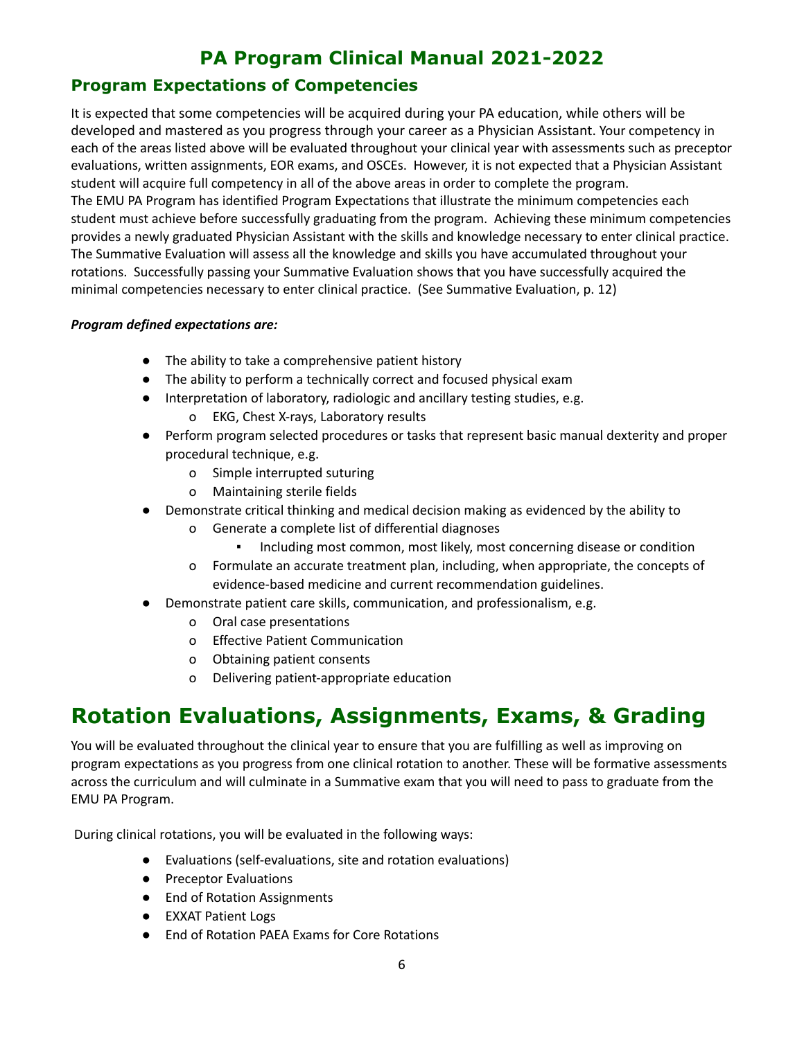# PA Program Clinical Manual 2021-2022

## Program Expectations of Competencies

It is expected that some competencies will be acquired during your PA education, while others will be developed and mastered as you progress through your career as a Physician Assistant. Your competency in each of the areas listed above will be evaluated throughout your clinical year with assessments such as preceptor evaluations, written assignments, EOR exams, and OSCEs. However, it is not expected that a Physician Assistant student will acquire full competency in all of the above areas in order to complete the program. The EMU PA Program has identified Program Expectations that illustrate the minimum competencies each student must achieve before successfully graduating from the program. Achieving these minimum competencies provides a newly graduated Physician Assistant with the skills and knowledge necessary to enter clinical practice. The Summative Evaluation will assess all the knowledge and skills you have accumulated throughout your rotations. Successfully passing your Summative Evaluation shows that you have successfully acquired the minimal competencies necessary to enter clinical practice. (See Summative Evaluation, p. 12)

***Program defined expectations are:***

- The ability to take a comprehensive patient history
- The ability to perform a technically correct and focused physical exam
- Interpretation of laboratory, radiologic and ancillary testing studies, e.g.
  - EKG, Chest X-rays, Laboratory results
- Perform program selected procedures or tasks that represent basic manual dexterity and proper procedural technique, e.g.
  - Simple interrupted suturing
  - Maintaining sterile fields
- Demonstrate critical thinking and medical decision making as evidenced by the ability to
  - Generate a complete list of differential diagnoses
    - Including most common, most likely, most concerning disease or condition
  - Formulate an accurate treatment plan, including, when appropriate, the concepts of evidence-based medicine and current recommendation guidelines.
- Demonstrate patient care skills, communication, and professionalism, e.g.
  - Oral case presentations
  - Effective Patient Communication
  - Obtaining patient consents
  - Delivering patient-appropriate education

# Rotation Evaluations, Assignments, Exams, & Grading

You will be evaluated throughout the clinical year to ensure that you are fulfilling as well as improving on program expectations as you progress from one clinical rotation to another. These will be formative assessments across the curriculum and will culminate in a Summative exam that you will need to pass to graduate from the EMU PA Program.

During clinical rotations, you will be evaluated in the following ways:

- Evaluations (self-evaluations, site and rotation evaluations)
- Preceptor Evaluations
- End of Rotation Assignments
- EXXAT Patient Logs
- End of Rotation PAEA Exams for Core Rotations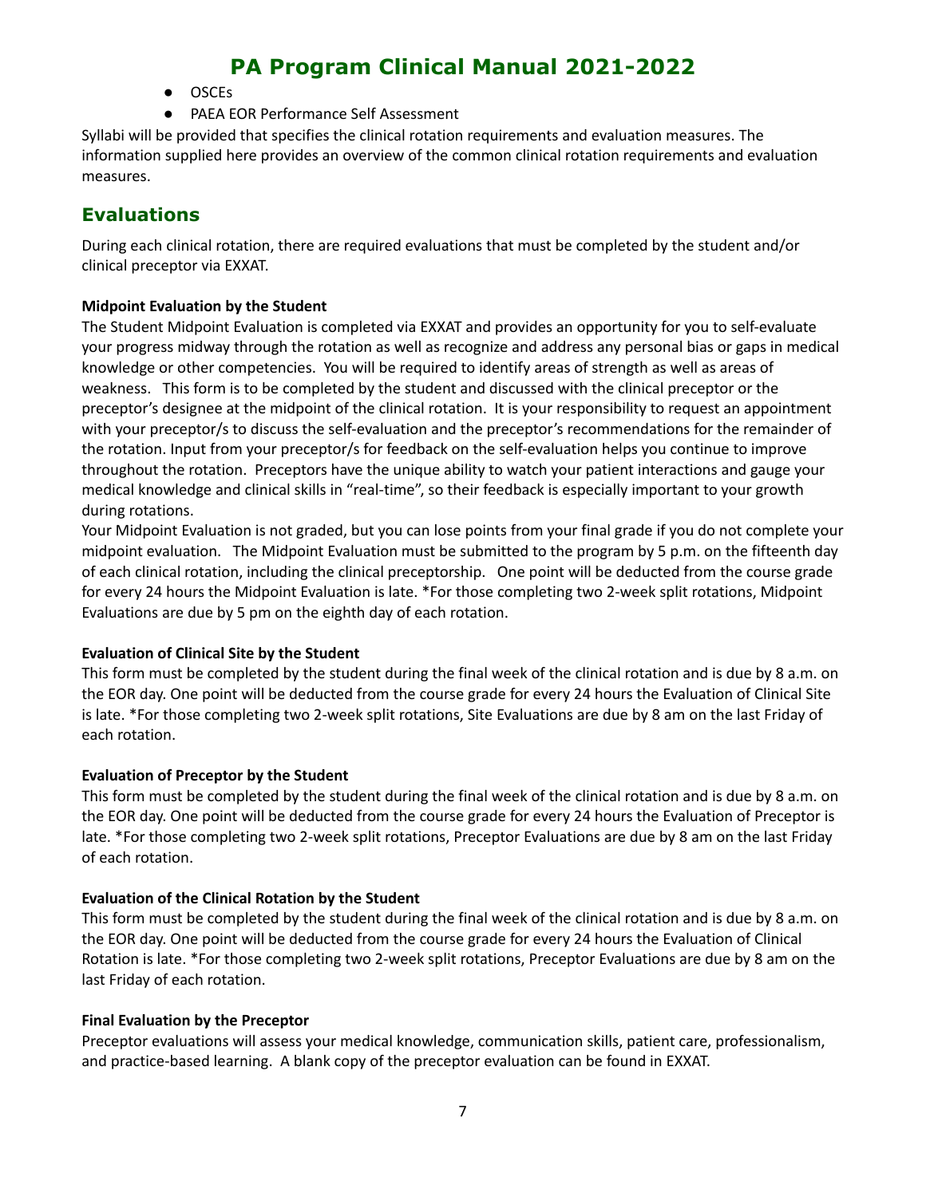- OSCEs
- PAEA EOR Performance Self Assessment

Syllabi will be provided that specifies the clinical rotation requirements and evaluation measures. The information supplied here provides an overview of the common clinical rotation requirements and evaluation measures.

## Evaluations

During each clinical rotation, there are required evaluations that must be completed by the student and/or clinical preceptor via EXXAT.

**Midpoint Evaluation by the Student**

The Student Midpoint Evaluation is completed via EXXAT and provides an opportunity for you to self-evaluate your progress midway through the rotation as well as recognize and address any personal bias or gaps in medical knowledge or other competencies. You will be required to identify areas of strength as well as areas of weakness. This form is to be completed by the student and discussed with the clinical preceptor or the preceptor's designee at the midpoint of the clinical rotation. It is your responsibility to request an appointment with your preceptor/s to discuss the self-evaluation and the preceptor's recommendations for the remainder of the rotation. Input from your preceptor/s for feedback on the self-evaluation helps you continue to improve throughout the rotation. Preceptors have the unique ability to watch your patient interactions and gauge your medical knowledge and clinical skills in "real-time", so their feedback is especially important to your growth during rotations.

Your Midpoint Evaluation is not graded, but you can lose points from your final grade if you do not complete your midpoint evaluation. The Midpoint Evaluation must be submitted to the program by 5 p.m. on the fifteenth day of each clinical rotation, including the clinical preceptorship. One point will be deducted from the course grade for every 24 hours the Midpoint Evaluation is late. *For those completing two 2-week split rotations, Midpoint Evaluations are due by 5 pm on the eighth day of each rotation.

**Evaluation of Clinical Site by the Student**

This form must be completed by the student during the final week of the clinical rotation and is due by 8 a.m. on the EOR day. One point will be deducted from the course grade for every 24 hours the Evaluation of Clinical Site is late. *For those completing two 2-week split rotations, Site Evaluations are due by 8 am on the last Friday of each rotation.

**Evaluation of Preceptor by the Student**

This form must be completed by the student during the final week of the clinical rotation and is due by 8 a.m. on the EOR day. One point will be deducted from the course grade for every 24 hours the Evaluation of Preceptor is late. *For those completing two 2-week split rotations, Preceptor Evaluations are due by 8 am on the last Friday of each rotation.

**Evaluation of the Clinical Rotation by the Student**

This form must be completed by the student during the final week of the clinical rotation and is due by 8 a.m. on the EOR day. One point will be deducted from the course grade for every 24 hours the Evaluation of Clinical Rotation is late. *For those completing two 2-week split rotations, Preceptor Evaluations are due by 8 am on the last Friday of each rotation.

**Final Evaluation by the Preceptor**

Preceptor evaluations will assess your medical knowledge, communication skills, patient care, professionalism, and practice-based learning. A blank copy of the preceptor evaluation can be found in EXXAT.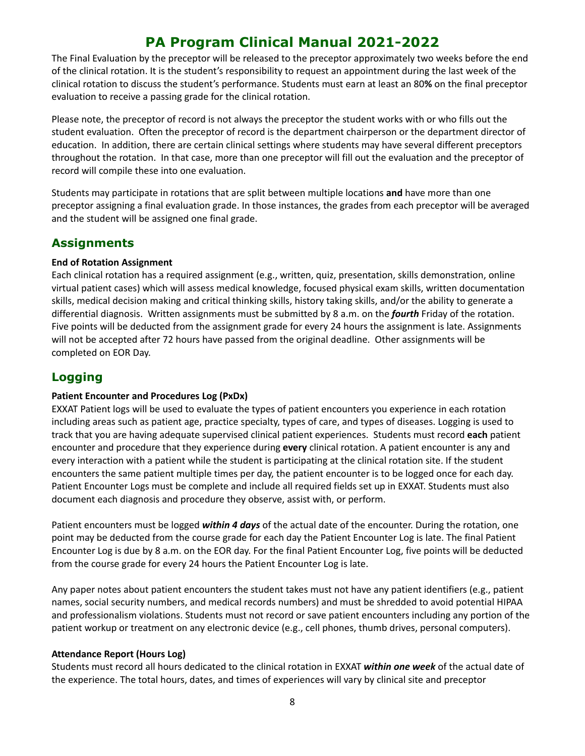The Final Evaluation by the preceptor will be released to the preceptor approximately two weeks before the end of the clinical rotation. It is the student's responsibility to request an appointment during the last week of the clinical rotation to discuss the student's performance. Students must earn at least an 80**%** on the final preceptor evaluation to receive a passing grade for the clinical rotation.

Please note, the preceptor of record is not always the preceptor the student works with or who fills out the student evaluation. Often the preceptor of record is the department chairperson or the department director of education. In addition, there are certain clinical settings where students may have several different preceptors throughout the rotation. In that case, more than one preceptor will fill out the evaluation and the preceptor of record will compile these into one evaluation.

Students may participate in rotations that are split between multiple locations **and** have more than one preceptor assigning a final evaluation grade. In those instances, the grades from each preceptor will be averaged and the student will be assigned one final grade.

## Assignments

**End of Rotation Assignment**

Each clinical rotation has a required assignment (e.g., written, quiz, presentation, skills demonstration, online virtual patient cases) which will assess medical knowledge, focused physical exam skills, written documentation skills, medical decision making and critical thinking skills, history taking skills, and/or the ability to generate a differential diagnosis. Written assignments must be submitted by 8 a.m. on the ***fourth*** Friday of the rotation. Five points will be deducted from the assignment grade for every 24 hours the assignment is late. Assignments will not be accepted after 72 hours have passed from the original deadline. Other assignments will be completed on EOR Day.

## Logging

**Patient Encounter and Procedures Log (PxDx)**

EXXAT Patient logs will be used to evaluate the types of patient encounters you experience in each rotation including areas such as patient age, practice specialty, types of care, and types of diseases. Logging is used to track that you are having adequate supervised clinical patient experiences. Students must record **each** patient encounter and procedure that they experience during **every** clinical rotation. A patient encounter is any and every interaction with a patient while the student is participating at the clinical rotation site. If the student encounters the same patient multiple times per day, the patient encounter is to be logged once for each day. Patient Encounter Logs must be complete and include all required fields set up in EXXAT. Students must also document each diagnosis and procedure they observe, assist with, or perform.

Patient encounters must be logged ***within 4 days*** of the actual date of the encounter. During the rotation, one point may be deducted from the course grade for each day the Patient Encounter Log is late. The final Patient Encounter Log is due by 8 a.m. on the EOR day. For the final Patient Encounter Log, five points will be deducted from the course grade for every 24 hours the Patient Encounter Log is late.

Any paper notes about patient encounters the student takes must not have any patient identifiers (e.g., patient names, social security numbers, and medical records numbers) and must be shredded to avoid potential HIPAA and professionalism violations. Students must not record or save patient encounters including any portion of the patient workup or treatment on any electronic device (e.g., cell phones, thumb drives, personal computers).

**Attendance Report (Hours Log)**

Students must record all hours dedicated to the clinical rotation in EXXAT ***within one week*** of the actual date of the experience. The total hours, dates, and times of experiences will vary by clinical site and preceptor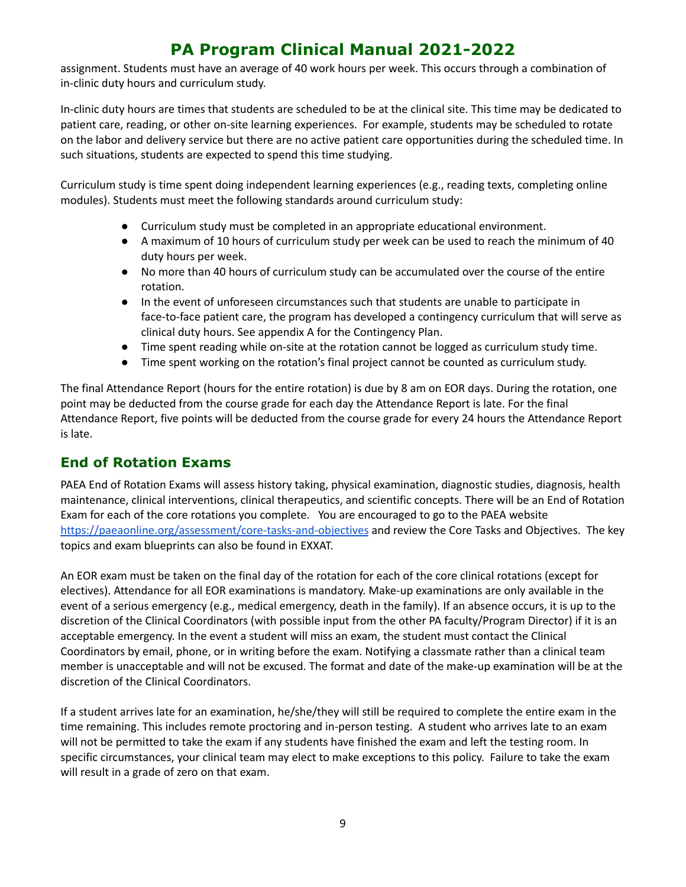assignment. Students must have an average of 40 work hours per week. This occurs through a combination of in-clinic duty hours and curriculum study.

In-clinic duty hours are times that students are scheduled to be at the clinical site. This time may be dedicated to patient care, reading, or other on-site learning experiences. For example, students may be scheduled to rotate on the labor and delivery service but there are no active patient care opportunities during the scheduled time. In such situations, students are expected to spend this time studying.

Curriculum study is time spent doing independent learning experiences (e.g., reading texts, completing online modules). Students must meet the following standards around curriculum study:

- Curriculum study must be completed in an appropriate educational environment.
- A maximum of 10 hours of curriculum study per week can be used to reach the minimum of 40 duty hours per week.
- No more than 40 hours of curriculum study can be accumulated over the course of the entire rotation.
- In the event of unforeseen circumstances such that students are unable to participate in face-to-face patient care, the program has developed a contingency curriculum that will serve as clinical duty hours. See appendix A for the Contingency Plan.
- Time spent reading while on-site at the rotation cannot be logged as curriculum study time.
- Time spent working on the rotation's final project cannot be counted as curriculum study.

The final Attendance Report (hours for the entire rotation) is due by 8 am on EOR days. During the rotation, one point may be deducted from the course grade for each day the Attendance Report is late. For the final Attendance Report, five points will be deducted from the course grade for every 24 hours the Attendance Report is late.

## End of Rotation Exams

PAEA End of Rotation Exams will assess history taking, physical examination, diagnostic studies, diagnosis, health maintenance, clinical interventions, clinical therapeutics, and scientific concepts. There will be an End of Rotation Exam for each of the core rotations you complete. You are encouraged to go to the PAEA website [https://paeaonline.org/assessment/core-tasks-and-objectives](https://paeaonline.org/assessment/core-tasks-and-objectives) and review the Core Tasks and Objectives. The key topics and exam blueprints can also be found in EXXAT.

An EOR exam must be taken on the final day of the rotation for each of the core clinical rotations (except for electives). Attendance for all EOR examinations is mandatory. Make-up examinations are only available in the event of a serious emergency (e.g., medical emergency, death in the family). If an absence occurs, it is up to the discretion of the Clinical Coordinators (with possible input from the other PA faculty/Program Director) if it is an acceptable emergency. In the event a student will miss an exam, the student must contact the Clinical Coordinators by email, phone, or in writing before the exam. Notifying a classmate rather than a clinical team member is unacceptable and will not be excused. The format and date of the make-up examination will be at the discretion of the Clinical Coordinators.

If a student arrives late for an examination, he/she/they will still be required to complete the entire exam in the time remaining. This includes remote proctoring and in-person testing. A student who arrives late to an exam will not be permitted to take the exam if any students have finished the exam and left the testing room. In specific circumstances, your clinical team may elect to make exceptions to this policy. Failure to take the exam will result in a grade of zero on that exam.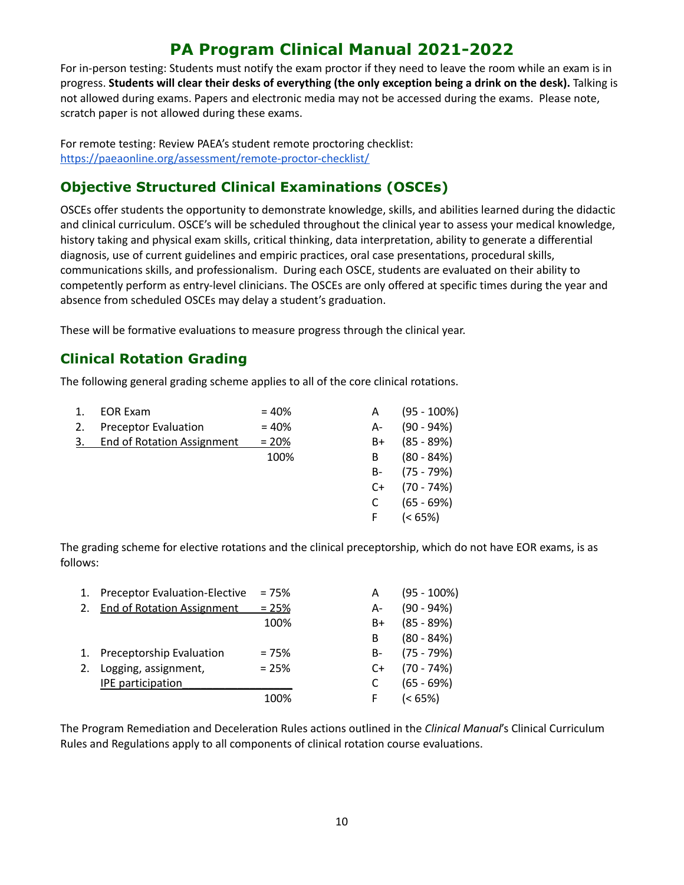# PA Program Clinical Manual 2021-2022

For in-person testing: Students must notify the exam proctor if they need to leave the room while an exam is in progress. **Students will clear their desks of everything (the only exception being a drink on the desk).** Talking is not allowed during exams. Papers and electronic media may not be accessed during the exams. Please note, scratch paper is not allowed during these exams.

For remote testing: Review PAEA's student remote proctoring checklist: https://paeaonline.org/assessment/remote-proctor-checklist/

## Objective Structured Clinical Examinations (OSCEs)

OSCEs offer students the opportunity to demonstrate knowledge, skills, and abilities learned during the didactic and clinical curriculum. OSCE's will be scheduled throughout the clinical year to assess your medical knowledge, history taking and physical exam skills, critical thinking, data interpretation, ability to generate a differential diagnosis, use of current guidelines and empiric practices, oral case presentations, procedural skills, communications skills, and professionalism. During each OSCE, students are evaluated on their ability to competently perform as entry-level clinicians. The OSCEs are only offered at specific times during the year and absence from scheduled OSCEs may delay a student's graduation.

These will be formative evaluations to measure progress through the clinical year.

## Clinical Rotation Grading

The following general grading scheme applies to all of the core clinical rotations.

| | Component | Weight | Grade | Range |
|---|---|---|---|---|
| 1. | EOR Exam | = 40% | A | (95 - 100%) |
| 2. | Preceptor Evaluation | = 40% | A- | (90 - 94%) |
| 3. | End of Rotation Assignment | = 20% | B+ | (85 - 89%) |
| | | 100% | B | (80 - 84%) |
| | | | B- | (75 - 79%) |
| | | | C+ | (70 - 74%) |
| | | | C | (65 - 69%) |
| | | | F | (< 65%) |

The grading scheme for elective rotations and the clinical preceptorship, which do not have EOR exams, is as follows:

| | Component | Weight | Grade | Range |
|---|---|---|---|---|
| 1. | Preceptor Evaluation-Elective | = 75% | A | (95 - 100%) |
| 2. | End of Rotation Assignment | = 25% | A- | (90 - 94%) |
| | | 100% | B+ | (85 - 89%) |
| | | | B | (80 - 84%) |
| 1. | Preceptorship Evaluation | = 75% | B- | (75 - 79%) |
| 2. | Logging, assignment, | = 25% | C+ | (70 - 74%) |
| | IPE participation | | C | (65 - 69%) |
| | | 100% | F | (< 65%) |

The Program Remediation and Deceleration Rules actions outlined in the *Clinical Manual*'s Clinical Curriculum Rules and Regulations apply to all components of clinical rotation course evaluations.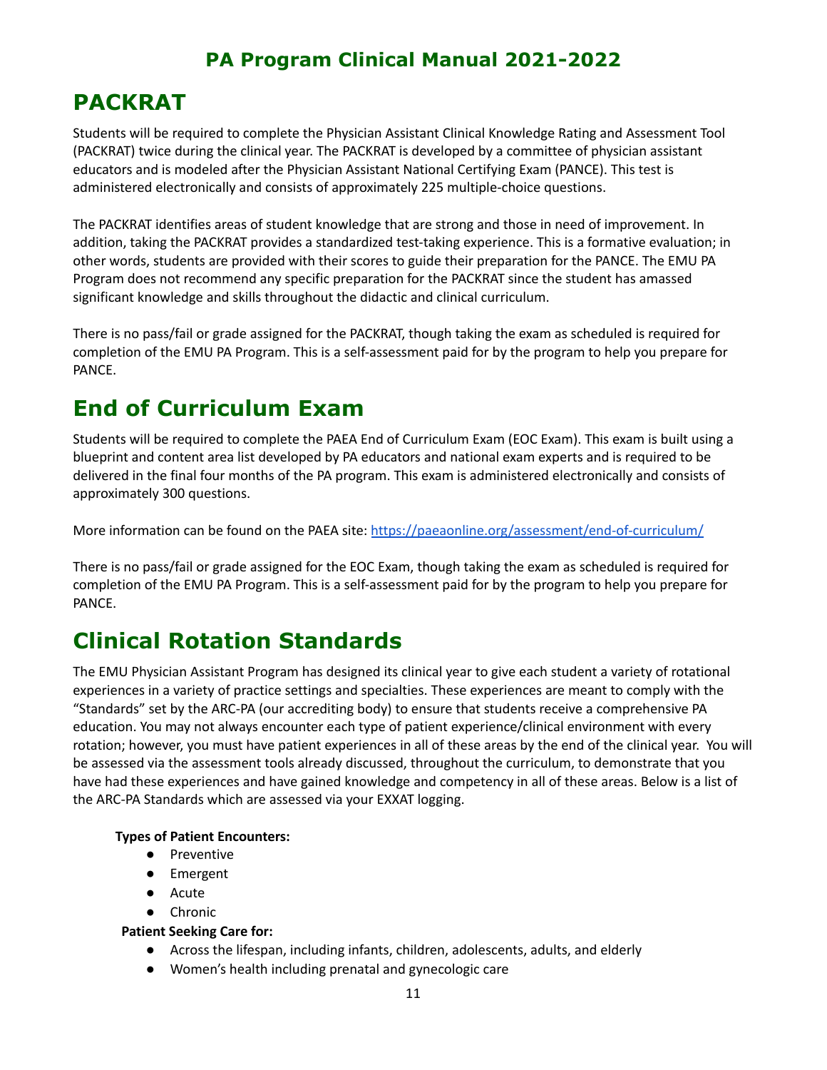# PACKRAT

Students will be required to complete the Physician Assistant Clinical Knowledge Rating and Assessment Tool (PACKRAT) twice during the clinical year. The PACKRAT is developed by a committee of physician assistant educators and is modeled after the Physician Assistant National Certifying Exam (PANCE). This test is administered electronically and consists of approximately 225 multiple-choice questions.

The PACKRAT identifies areas of student knowledge that are strong and those in need of improvement. In addition, taking the PACKRAT provides a standardized test-taking experience. This is a formative evaluation; in other words, students are provided with their scores to guide their preparation for the PANCE. The EMU PA Program does not recommend any specific preparation for the PACKRAT since the student has amassed significant knowledge and skills throughout the didactic and clinical curriculum.

There is no pass/fail or grade assigned for the PACKRAT, though taking the exam as scheduled is required for completion of the EMU PA Program. This is a self-assessment paid for by the program to help you prepare for PANCE.

# End of Curriculum Exam

Students will be required to complete the PAEA End of Curriculum Exam (EOC Exam). This exam is built using a blueprint and content area list developed by PA educators and national exam experts and is required to be delivered in the final four months of the PA program. This exam is administered electronically and consists of approximately 300 questions.

More information can be found on the PAEA site: https://paeaonline.org/assessment/end-of-curriculum/

There is no pass/fail or grade assigned for the EOC Exam, though taking the exam as scheduled is required for completion of the EMU PA Program. This is a self-assessment paid for by the program to help you prepare for PANCE.

# Clinical Rotation Standards

The EMU Physician Assistant Program has designed its clinical year to give each student a variety of rotational experiences in a variety of practice settings and specialties. These experiences are meant to comply with the "Standards" set by the ARC-PA (our accrediting body) to ensure that students receive a comprehensive PA education. You may not always encounter each type of patient experience/clinical environment with every rotation; however, you must have patient experiences in all of these areas by the end of the clinical year. You will be assessed via the assessment tools already discussed, throughout the curriculum, to demonstrate that you have had these experiences and have gained knowledge and competency in all of these areas. Below is a list of the ARC-PA Standards which are assessed via your EXXAT logging.

**Types of Patient Encounters:**

- Preventive
- Emergent
- Acute
- Chronic

**Patient Seeking Care for:**

- Across the lifespan, including infants, children, adolescents, adults, and elderly
- Women's health including prenatal and gynecologic care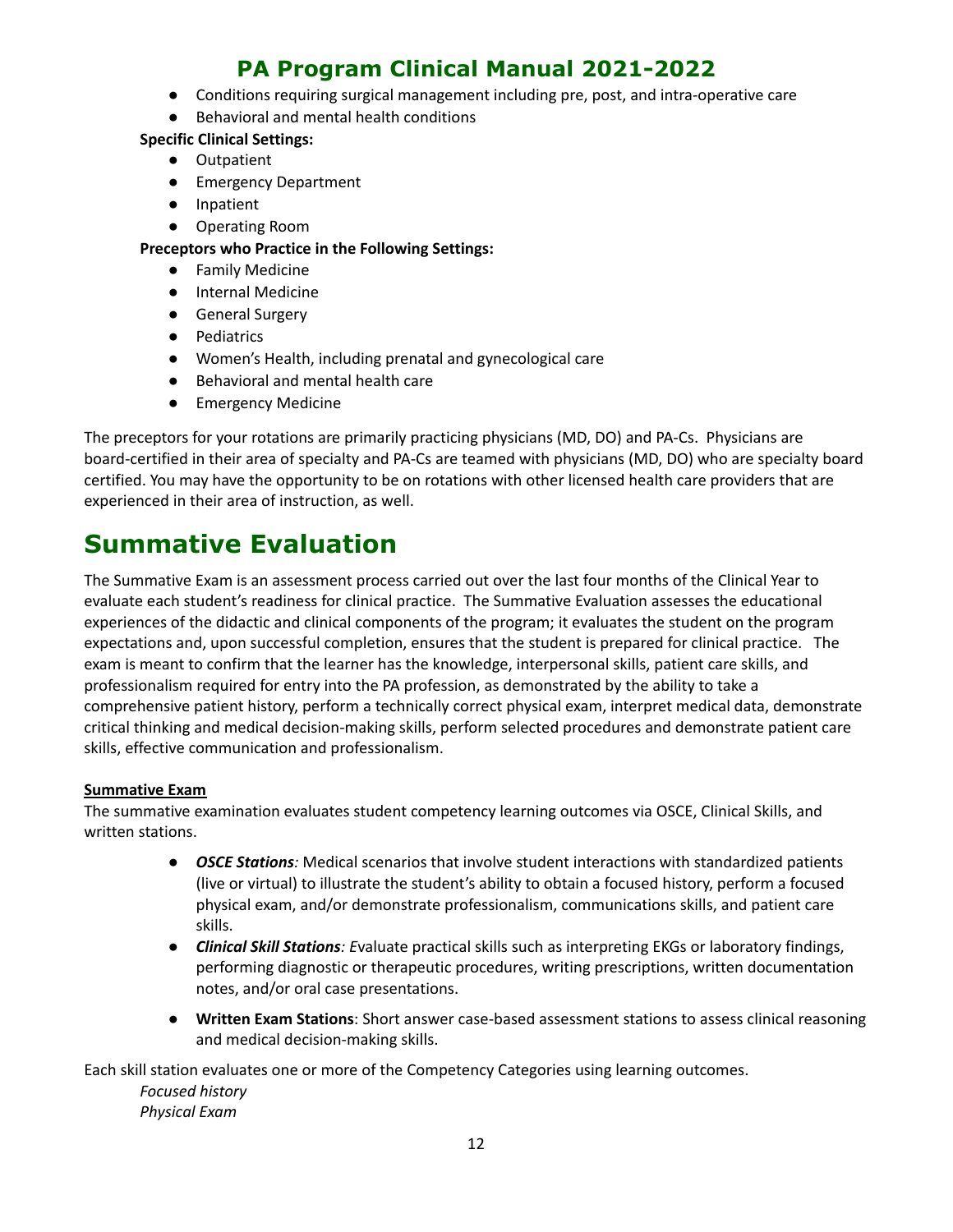- Conditions requiring surgical management including pre, post, and intra-operative care
- Behavioral and mental health conditions

**Specific Clinical Settings:**

- Outpatient
- Emergency Department
- Inpatient
- Operating Room

**Preceptors who Practice in the Following Settings:**

- Family Medicine
- Internal Medicine
- General Surgery
- Pediatrics
- Women's Health, including prenatal and gynecological care
- Behavioral and mental health care
- Emergency Medicine

The preceptors for your rotations are primarily practicing physicians (MD, DO) and PA-Cs. Physicians are board-certified in their area of specialty and PA-Cs are teamed with physicians (MD, DO) who are specialty board certified. You may have the opportunity to be on rotations with other licensed health care providers that are experienced in their area of instruction, as well.

# Summative Evaluation

The Summative Exam is an assessment process carried out over the last four months of the Clinical Year to evaluate each student's readiness for clinical practice. The Summative Evaluation assesses the educational experiences of the didactic and clinical components of the program; it evaluates the student on the program expectations and, upon successful completion, ensures that the student is prepared for clinical practice. The exam is meant to confirm that the learner has the knowledge, interpersonal skills, patient care skills, and professionalism required for entry into the PA profession, as demonstrated by the ability to take a comprehensive patient history, perform a technically correct physical exam, interpret medical data, demonstrate critical thinking and medical decision-making skills, perform selected procedures and demonstrate patient care skills, effective communication and professionalism.

**Summative Exam**

The summative examination evaluates student competency learning outcomes via OSCE, Clinical Skills, and written stations.

- ***OSCE Stations**:* Medical scenarios that involve student interactions with standardized patients (live or virtual) to illustrate the student's ability to obtain a focused history, perform a focused physical exam, and/or demonstrate professionalism, communications skills, and patient care skills.
- ***Clinical Skill Stations**: E*valuate practical skills such as interpreting EKGs or laboratory findings, performing diagnostic or therapeutic procedures, writing prescriptions, written documentation notes, and/or oral case presentations.
- **Written Exam Stations**: Short answer case-based assessment stations to assess clinical reasoning and medical decision-making skills.

Each skill station evaluates one or more of the Competency Categories using learning outcomes.

*Focused history*
*Physical Exam*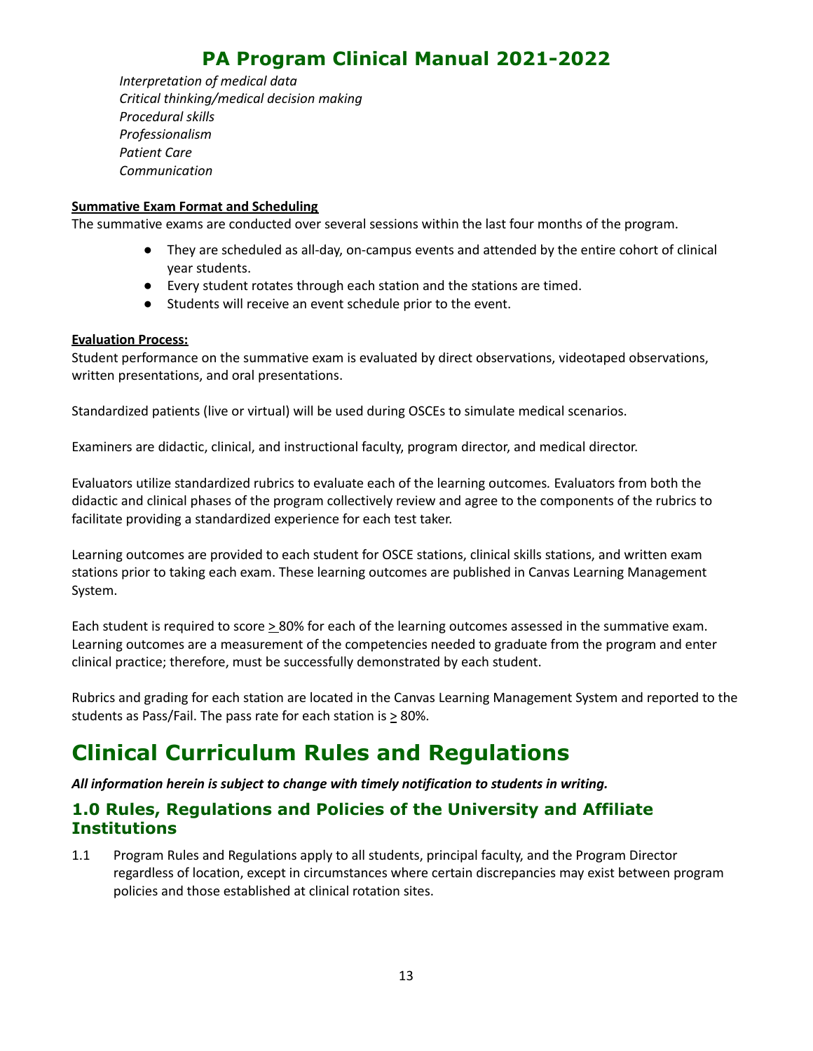*Interpretation of medical data*
*Critical thinking/medical decision making*
*Procedural skills*
*Professionalism*
*Patient Care*
*Communication*

**Summative Exam Format and Scheduling**

The summative exams are conducted over several sessions within the last four months of the program.

- They are scheduled as all-day, on-campus events and attended by the entire cohort of clinical year students.
- Every student rotates through each station and the stations are timed.
- Students will receive an event schedule prior to the event.

**Evaluation Process:**

Student performance on the summative exam is evaluated by direct observations, videotaped observations, written presentations, and oral presentations.

Standardized patients (live or virtual) will be used during OSCEs to simulate medical scenarios.

Examiners are didactic, clinical, and instructional faculty, program director, and medical director.

Evaluators utilize standardized rubrics to evaluate each of the learning outcomes. Evaluators from both the didactic and clinical phases of the program collectively review and agree to the components of the rubrics to facilitate providing a standardized experience for each test taker.

Learning outcomes are provided to each student for OSCE stations, clinical skills stations, and written exam stations prior to taking each exam. These learning outcomes are published in Canvas Learning Management System.

Each student is required to score ≥ 80% for each of the learning outcomes assessed in the summative exam. Learning outcomes are a measurement of the competencies needed to graduate from the program and enter clinical practice; therefore, must be successfully demonstrated by each student.

Rubrics and grading for each station are located in the Canvas Learning Management System and reported to the students as Pass/Fail. The pass rate for each station is ≥ 80%.

# Clinical Curriculum Rules and Regulations

***All information herein is subject to change with timely notification to students in writing.***

## 1.0 Rules, Regulations and Policies of the University and Affiliate Institutions

1.1 Program Rules and Regulations apply to all students, principal faculty, and the Program Director regardless of location, except in circumstances where certain discrepancies may exist between program policies and those established at clinical rotation sites.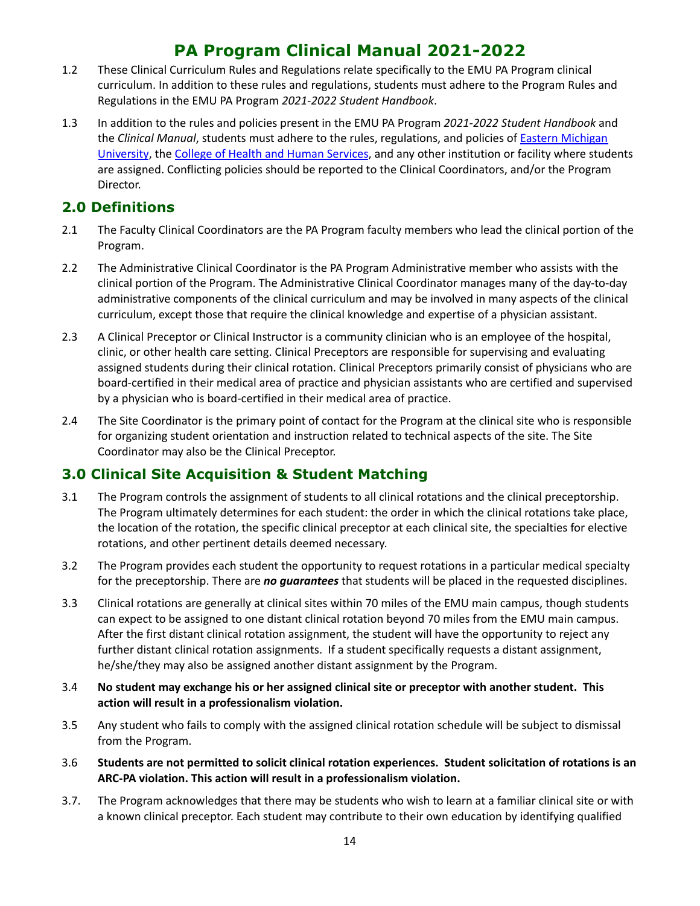1.2 These Clinical Curriculum Rules and Regulations relate specifically to the EMU PA Program clinical curriculum. In addition to these rules and regulations, students must adhere to the Program Rules and Regulations in the EMU PA Program *2021-2022 Student Handbook*.

1.3 In addition to the rules and policies present in the EMU PA Program *2021-2022 Student Handbook* and the *Clinical Manual*, students must adhere to the rules, regulations, and policies of Eastern Michigan University, the College of Health and Human Services, and any other institution or facility where students are assigned. Conflicting policies should be reported to the Clinical Coordinators, and/or the Program Director.

## 2.0 Definitions

2.1 The Faculty Clinical Coordinators are the PA Program faculty members who lead the clinical portion of the Program.

2.2 The Administrative Clinical Coordinator is the PA Program Administrative member who assists with the clinical portion of the Program. The Administrative Clinical Coordinator manages many of the day-to-day administrative components of the clinical curriculum and may be involved in many aspects of the clinical curriculum, except those that require the clinical knowledge and expertise of a physician assistant.

2.3 A Clinical Preceptor or Clinical Instructor is a community clinician who is an employee of the hospital, clinic, or other health care setting. Clinical Preceptors are responsible for supervising and evaluating assigned students during their clinical rotation. Clinical Preceptors primarily consist of physicians who are board-certified in their medical area of practice and physician assistants who are certified and supervised by a physician who is board-certified in their medical area of practice.

2.4 The Site Coordinator is the primary point of contact for the Program at the clinical site who is responsible for organizing student orientation and instruction related to technical aspects of the site. The Site Coordinator may also be the Clinical Preceptor.

## 3.0 Clinical Site Acquisition & Student Matching

3.1 The Program controls the assignment of students to all clinical rotations and the clinical preceptorship. The Program ultimately determines for each student: the order in which the clinical rotations take place, the location of the rotation, the specific clinical preceptor at each clinical site, the specialties for elective rotations, and other pertinent details deemed necessary.

3.2 The Program provides each student the opportunity to request rotations in a particular medical specialty for the preceptorship. There are ***no guarantees*** that students will be placed in the requested disciplines.

3.3 Clinical rotations are generally at clinical sites within 70 miles of the EMU main campus, though students can expect to be assigned to one distant clinical rotation beyond 70 miles from the EMU main campus. After the first distant clinical rotation assignment, the student will have the opportunity to reject any further distant clinical rotation assignments. If a student specifically requests a distant assignment, he/she/they may also be assigned another distant assignment by the Program.

3.4 **No student may exchange his or her assigned clinical site or preceptor with another student. This action will result in a professionalism violation.**

3.5 Any student who fails to comply with the assigned clinical rotation schedule will be subject to dismissal from the Program.

3.6 **Students are not permitted to solicit clinical rotation experiences. Student solicitation of rotations is an ARC-PA violation. This action will result in a professionalism violation.**

3.7. The Program acknowledges that there may be students who wish to learn at a familiar clinical site or with a known clinical preceptor. Each student may contribute to their own education by identifying qualified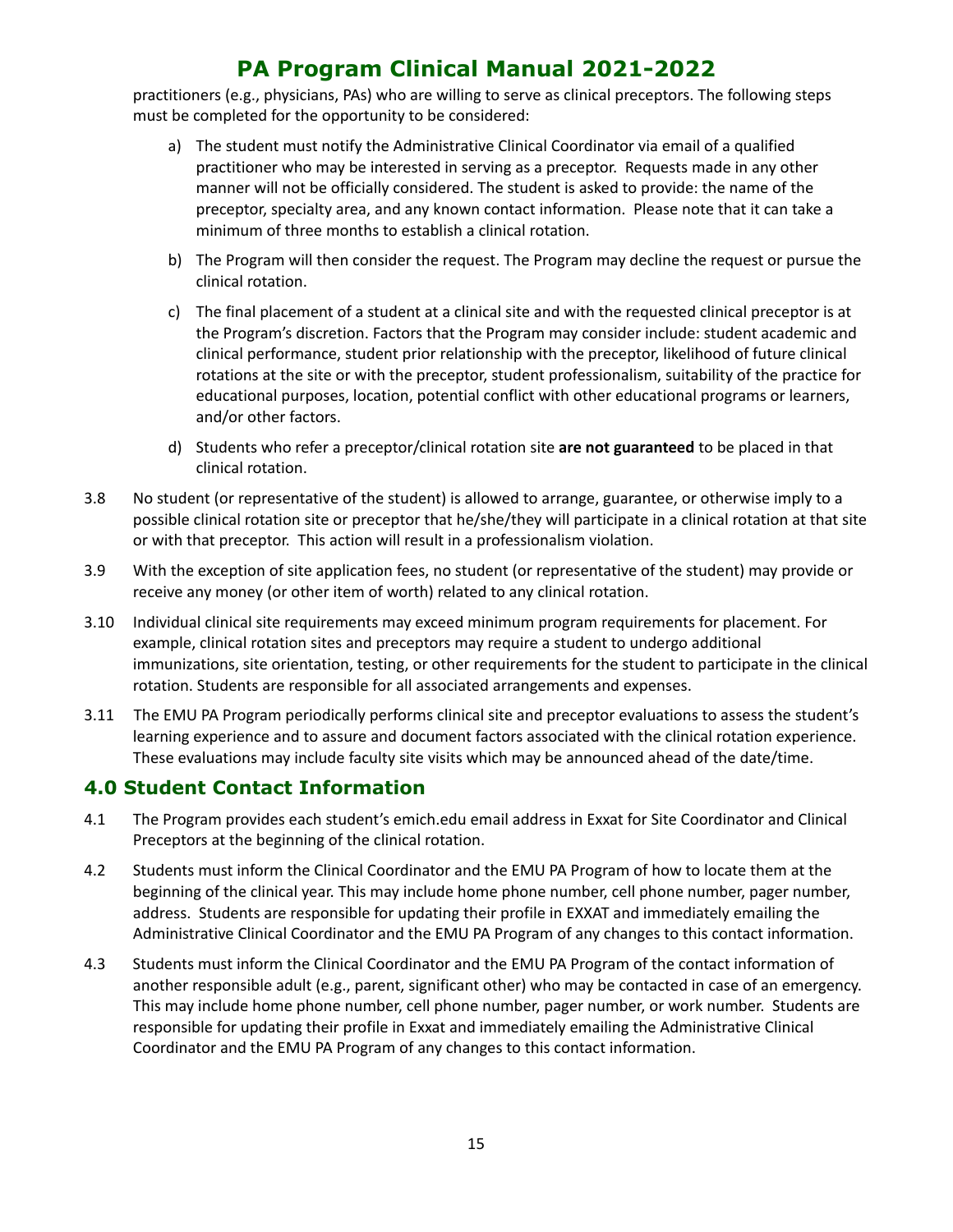practitioners (e.g., physicians, PAs) who are willing to serve as clinical preceptors. The following steps must be completed for the opportunity to be considered:

a) The student must notify the Administrative Clinical Coordinator via email of a qualified practitioner who may be interested in serving as a preceptor. Requests made in any other manner will not be officially considered. The student is asked to provide: the name of the preceptor, specialty area, and any known contact information. Please note that it can take a minimum of three months to establish a clinical rotation.

b) The Program will then consider the request. The Program may decline the request or pursue the clinical rotation.

c) The final placement of a student at a clinical site and with the requested clinical preceptor is at the Program's discretion. Factors that the Program may consider include: student academic and clinical performance, student prior relationship with the preceptor, likelihood of future clinical rotations at the site or with the preceptor, student professionalism, suitability of the practice for educational purposes, location, potential conflict with other educational programs or learners, and/or other factors.

d) Students who refer a preceptor/clinical rotation site **are not guaranteed** to be placed in that clinical rotation.

3.8 No student (or representative of the student) is allowed to arrange, guarantee, or otherwise imply to a possible clinical rotation site or preceptor that he/she/they will participate in a clinical rotation at that site or with that preceptor. This action will result in a professionalism violation.

3.9 With the exception of site application fees, no student (or representative of the student) may provide or receive any money (or other item of worth) related to any clinical rotation.

3.10 Individual clinical site requirements may exceed minimum program requirements for placement. For example, clinical rotation sites and preceptors may require a student to undergo additional immunizations, site orientation, testing, or other requirements for the student to participate in the clinical rotation. Students are responsible for all associated arrangements and expenses.

3.11 The EMU PA Program periodically performs clinical site and preceptor evaluations to assess the student's learning experience and to assure and document factors associated with the clinical rotation experience. These evaluations may include faculty site visits which may be announced ahead of the date/time.

## 4.0 Student Contact Information

4.1 The Program provides each student's emich.edu email address in Exxat for Site Coordinator and Clinical Preceptors at the beginning of the clinical rotation.

4.2 Students must inform the Clinical Coordinator and the EMU PA Program of how to locate them at the beginning of the clinical year. This may include home phone number, cell phone number, pager number, address. Students are responsible for updating their profile in EXXAT and immediately emailing the Administrative Clinical Coordinator and the EMU PA Program of any changes to this contact information.

4.3 Students must inform the Clinical Coordinator and the EMU PA Program of the contact information of another responsible adult (e.g., parent, significant other) who may be contacted in case of an emergency. This may include home phone number, cell phone number, pager number, or work number. Students are responsible for updating their profile in Exxat and immediately emailing the Administrative Clinical Coordinator and the EMU PA Program of any changes to this contact information.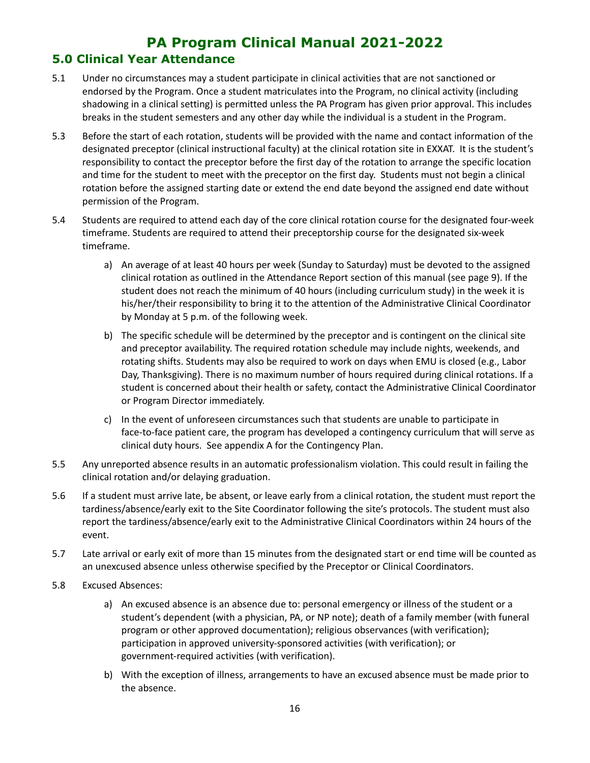# PA Program Clinical Manual 2021-2022

## 5.0 Clinical Year Attendance

5.1 Under no circumstances may a student participate in clinical activities that are not sanctioned or endorsed by the Program. Once a student matriculates into the Program, no clinical activity (including shadowing in a clinical setting) is permitted unless the PA Program has given prior approval. This includes breaks in the student semesters and any other day while the individual is a student in the Program.

5.3 Before the start of each rotation, students will be provided with the name and contact information of the designated preceptor (clinical instructional faculty) at the clinical rotation site in EXXAT. It is the student's responsibility to contact the preceptor before the first day of the rotation to arrange the specific location and time for the student to meet with the preceptor on the first day. Students must not begin a clinical rotation before the assigned starting date or extend the end date beyond the assigned end date without permission of the Program.

5.4 Students are required to attend each day of the core clinical rotation course for the designated four-week timeframe. Students are required to attend their preceptorship course for the designated six-week timeframe.

   a) An average of at least 40 hours per week (Sunday to Saturday) must be devoted to the assigned clinical rotation as outlined in the Attendance Report section of this manual (see page 9). If the student does not reach the minimum of 40 hours (including curriculum study) in the week it is his/her/their responsibility to bring it to the attention of the Administrative Clinical Coordinator by Monday at 5 p.m. of the following week.

   b) The specific schedule will be determined by the preceptor and is contingent on the clinical site and preceptor availability. The required rotation schedule may include nights, weekends, and rotating shifts. Students may also be required to work on days when EMU is closed (e.g., Labor Day, Thanksgiving). There is no maximum number of hours required during clinical rotations. If a student is concerned about their health or safety, contact the Administrative Clinical Coordinator or Program Director immediately.

   c) In the event of unforeseen circumstances such that students are unable to participate in face-to-face patient care, the program has developed a contingency curriculum that will serve as clinical duty hours. See appendix A for the Contingency Plan.

5.5 Any unreported absence results in an automatic professionalism violation. This could result in failing the clinical rotation and/or delaying graduation.

5.6 If a student must arrive late, be absent, or leave early from a clinical rotation, the student must report the tardiness/absence/early exit to the Site Coordinator following the site's protocols. The student must also report the tardiness/absence/early exit to the Administrative Clinical Coordinators within 24 hours of the event.

5.7 Late arrival or early exit of more than 15 minutes from the designated start or end time will be counted as an unexcused absence unless otherwise specified by the Preceptor or Clinical Coordinators.

5.8 Excused Absences:

   a) An excused absence is an absence due to: personal emergency or illness of the student or a student's dependent (with a physician, PA, or NP note); death of a family member (with funeral program or other approved documentation); religious observances (with verification); participation in approved university-sponsored activities (with verification); or government-required activities (with verification).

   b) With the exception of illness, arrangements to have an excused absence must be made prior to the absence.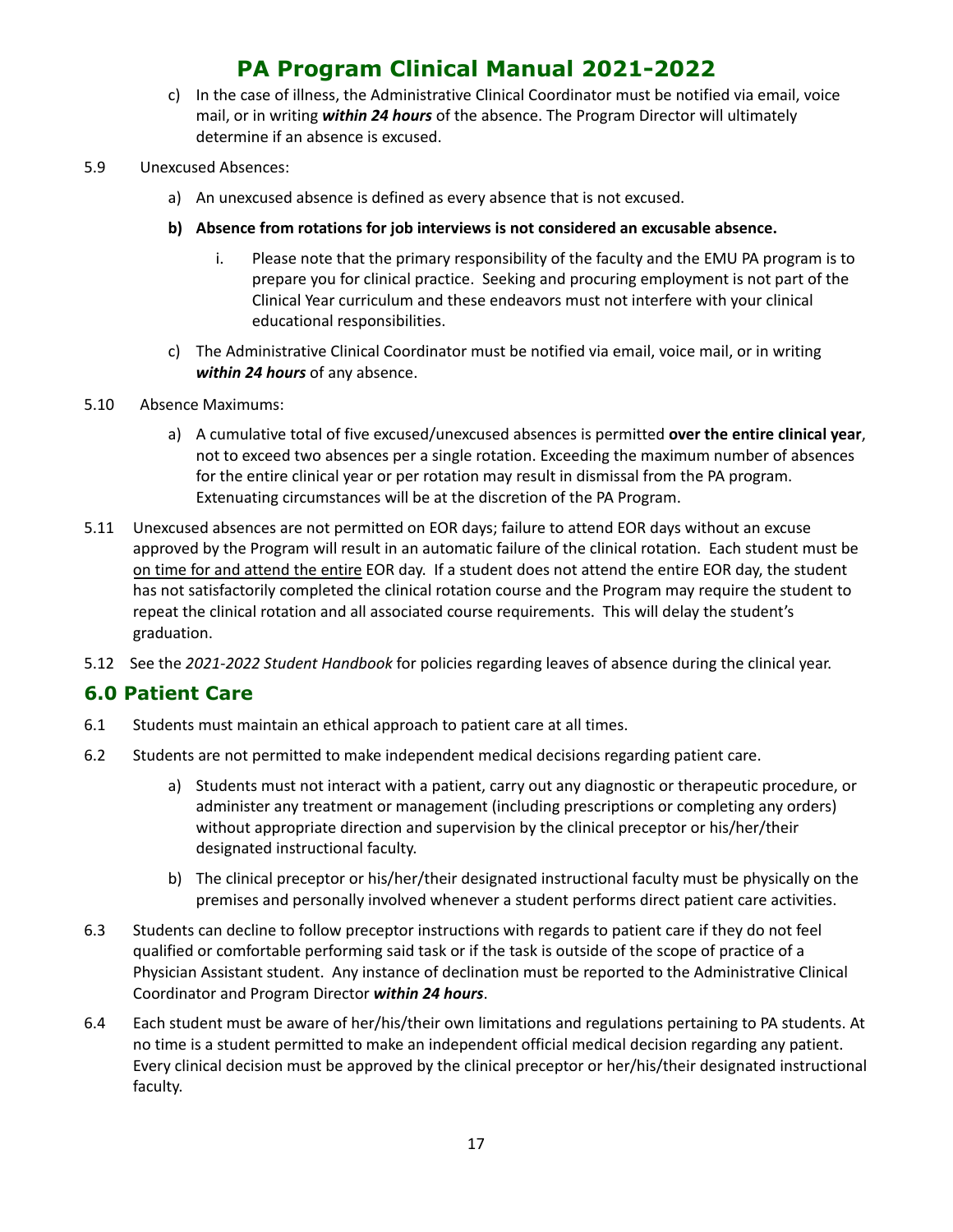c) In the case of illness, the Administrative Clinical Coordinator must be notified via email, voice mail, or in writing ***within 24 hours*** of the absence. The Program Director will ultimately determine if an absence is excused.

5.9 Unexcused Absences:

a) An unexcused absence is defined as every absence that is not excused.

**b) Absence from rotations for job interviews is not considered an excusable absence.**

i. Please note that the primary responsibility of the faculty and the EMU PA program is to prepare you for clinical practice. Seeking and procuring employment is not part of the Clinical Year curriculum and these endeavors must not interfere with your clinical educational responsibilities.

c) The Administrative Clinical Coordinator must be notified via email, voice mail, or in writing ***within 24 hours*** of any absence.

5.10 Absence Maximums:

a) A cumulative total of five excused/unexcused absences is permitted **over the entire clinical year**, not to exceed two absences per a single rotation. Exceeding the maximum number of absences for the entire clinical year or per rotation may result in dismissal from the PA program. Extenuating circumstances will be at the discretion of the PA Program.

5.11 Unexcused absences are not permitted on EOR days; failure to attend EOR days without an excuse approved by the Program will result in an automatic failure of the clinical rotation. Each student must be <u>on time for and attend the entire</u> EOR day. If a student does not attend the entire EOR day, the student has not satisfactorily completed the clinical rotation course and the Program may require the student to repeat the clinical rotation and all associated course requirements. This will delay the student's graduation.

5.12 See the *2021-2022 Student Handbook* for policies regarding leaves of absence during the clinical year.

## 6.0 Patient Care

6.1 Students must maintain an ethical approach to patient care at all times.

6.2 Students are not permitted to make independent medical decisions regarding patient care.

a) Students must not interact with a patient, carry out any diagnostic or therapeutic procedure, or administer any treatment or management (including prescriptions or completing any orders) without appropriate direction and supervision by the clinical preceptor or his/her/their designated instructional faculty.

b) The clinical preceptor or his/her/their designated instructional faculty must be physically on the premises and personally involved whenever a student performs direct patient care activities.

6.3 Students can decline to follow preceptor instructions with regards to patient care if they do not feel qualified or comfortable performing said task or if the task is outside of the scope of practice of a Physician Assistant student. Any instance of declination must be reported to the Administrative Clinical Coordinator and Program Director ***within 24 hours***.

6.4 Each student must be aware of her/his/their own limitations and regulations pertaining to PA students. At no time is a student permitted to make an independent official medical decision regarding any patient. Every clinical decision must be approved by the clinical preceptor or her/his/their designated instructional faculty.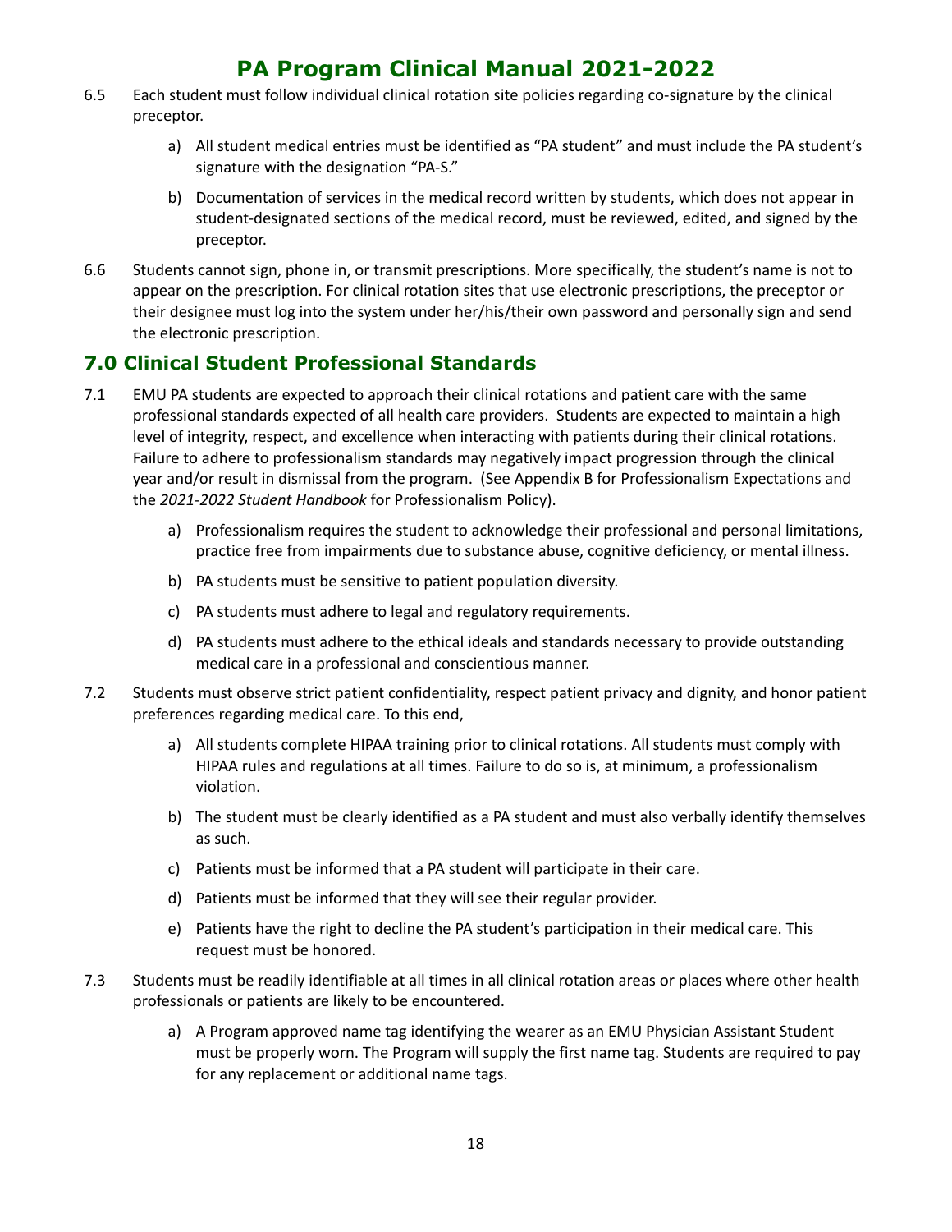6.5 Each student must follow individual clinical rotation site policies regarding co-signature by the clinical preceptor.

   a) All student medical entries must be identified as "PA student" and must include the PA student's signature with the designation "PA-S."

   b) Documentation of services in the medical record written by students, which does not appear in student-designated sections of the medical record, must be reviewed, edited, and signed by the preceptor.

6.6 Students cannot sign, phone in, or transmit prescriptions. More specifically, the student's name is not to appear on the prescription. For clinical rotation sites that use electronic prescriptions, the preceptor or their designee must log into the system under her/his/their own password and personally sign and send the electronic prescription.

## 7.0 Clinical Student Professional Standards

7.1 EMU PA students are expected to approach their clinical rotations and patient care with the same professional standards expected of all health care providers. Students are expected to maintain a high level of integrity, respect, and excellence when interacting with patients during their clinical rotations. Failure to adhere to professionalism standards may negatively impact progression through the clinical year and/or result in dismissal from the program. (See Appendix B for Professionalism Expectations and the *2021-2022 Student Handbook* for Professionalism Policy).

   a) Professionalism requires the student to acknowledge their professional and personal limitations, practice free from impairments due to substance abuse, cognitive deficiency, or mental illness.

   b) PA students must be sensitive to patient population diversity.

   c) PA students must adhere to legal and regulatory requirements.

   d) PA students must adhere to the ethical ideals and standards necessary to provide outstanding medical care in a professional and conscientious manner.

7.2 Students must observe strict patient confidentiality, respect patient privacy and dignity, and honor patient preferences regarding medical care. To this end,

   a) All students complete HIPAA training prior to clinical rotations. All students must comply with HIPAA rules and regulations at all times. Failure to do so is, at minimum, a professionalism violation.

   b) The student must be clearly identified as a PA student and must also verbally identify themselves as such.

   c) Patients must be informed that a PA student will participate in their care.

   d) Patients must be informed that they will see their regular provider.

   e) Patients have the right to decline the PA student's participation in their medical care. This request must be honored.

7.3 Students must be readily identifiable at all times in all clinical rotation areas or places where other health professionals or patients are likely to be encountered.

   a) A Program approved name tag identifying the wearer as an EMU Physician Assistant Student must be properly worn. The Program will supply the first name tag. Students are required to pay for any replacement or additional name tags.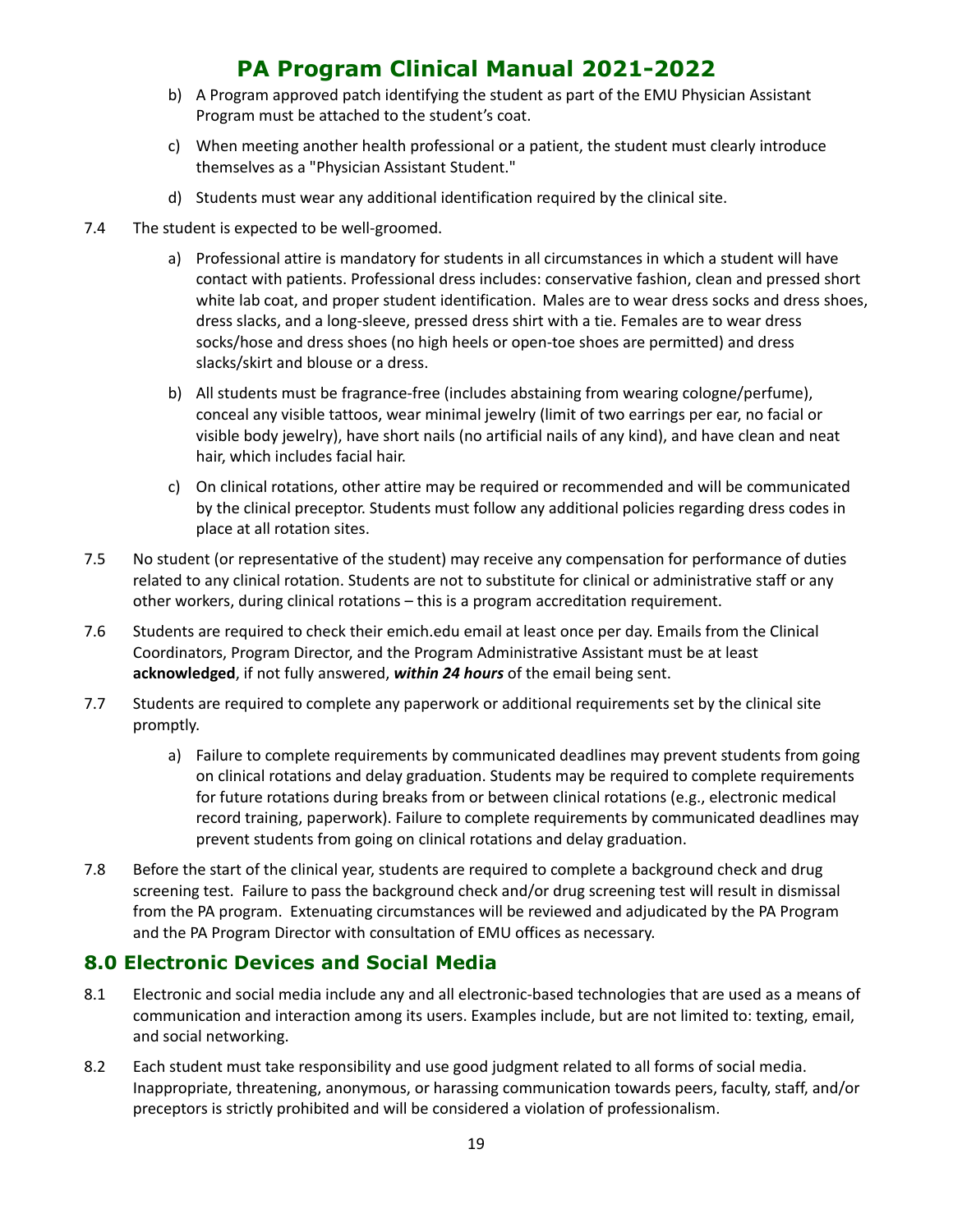b) A Program approved patch identifying the student as part of the EMU Physician Assistant Program must be attached to the student's coat.

c) When meeting another health professional or a patient, the student must clearly introduce themselves as a "Physician Assistant Student."

d) Students must wear any additional identification required by the clinical site.

7.4 The student is expected to be well-groomed.

a) Professional attire is mandatory for students in all circumstances in which a student will have contact with patients. Professional dress includes: conservative fashion, clean and pressed short white lab coat, and proper student identification. Males are to wear dress socks and dress shoes, dress slacks, and a long-sleeve, pressed dress shirt with a tie. Females are to wear dress socks/hose and dress shoes (no high heels or open-toe shoes are permitted) and dress slacks/skirt and blouse or a dress.

b) All students must be fragrance-free (includes abstaining from wearing cologne/perfume), conceal any visible tattoos, wear minimal jewelry (limit of two earrings per ear, no facial or visible body jewelry), have short nails (no artificial nails of any kind), and have clean and neat hair, which includes facial hair.

c) On clinical rotations, other attire may be required or recommended and will be communicated by the clinical preceptor. Students must follow any additional policies regarding dress codes in place at all rotation sites.

7.5 No student (or representative of the student) may receive any compensation for performance of duties related to any clinical rotation. Students are not to substitute for clinical or administrative staff or any other workers, during clinical rotations – this is a program accreditation requirement.

7.6 Students are required to check their emich.edu email at least once per day. Emails from the Clinical Coordinators, Program Director, and the Program Administrative Assistant must be at least **acknowledged**, if not fully answered, ***within 24 hours*** of the email being sent.

7.7 Students are required to complete any paperwork or additional requirements set by the clinical site promptly.

a) Failure to complete requirements by communicated deadlines may prevent students from going on clinical rotations and delay graduation. Students may be required to complete requirements for future rotations during breaks from or between clinical rotations (e.g., electronic medical record training, paperwork). Failure to complete requirements by communicated deadlines may prevent students from going on clinical rotations and delay graduation.

7.8 Before the start of the clinical year, students are required to complete a background check and drug screening test. Failure to pass the background check and/or drug screening test will result in dismissal from the PA program. Extenuating circumstances will be reviewed and adjudicated by the PA Program and the PA Program Director with consultation of EMU offices as necessary.

## 8.0 Electronic Devices and Social Media

8.1 Electronic and social media include any and all electronic-based technologies that are used as a means of communication and interaction among its users. Examples include, but are not limited to: texting, email, and social networking.

8.2 Each student must take responsibility and use good judgment related to all forms of social media. Inappropriate, threatening, anonymous, or harassing communication towards peers, faculty, staff, and/or preceptors is strictly prohibited and will be considered a violation of professionalism.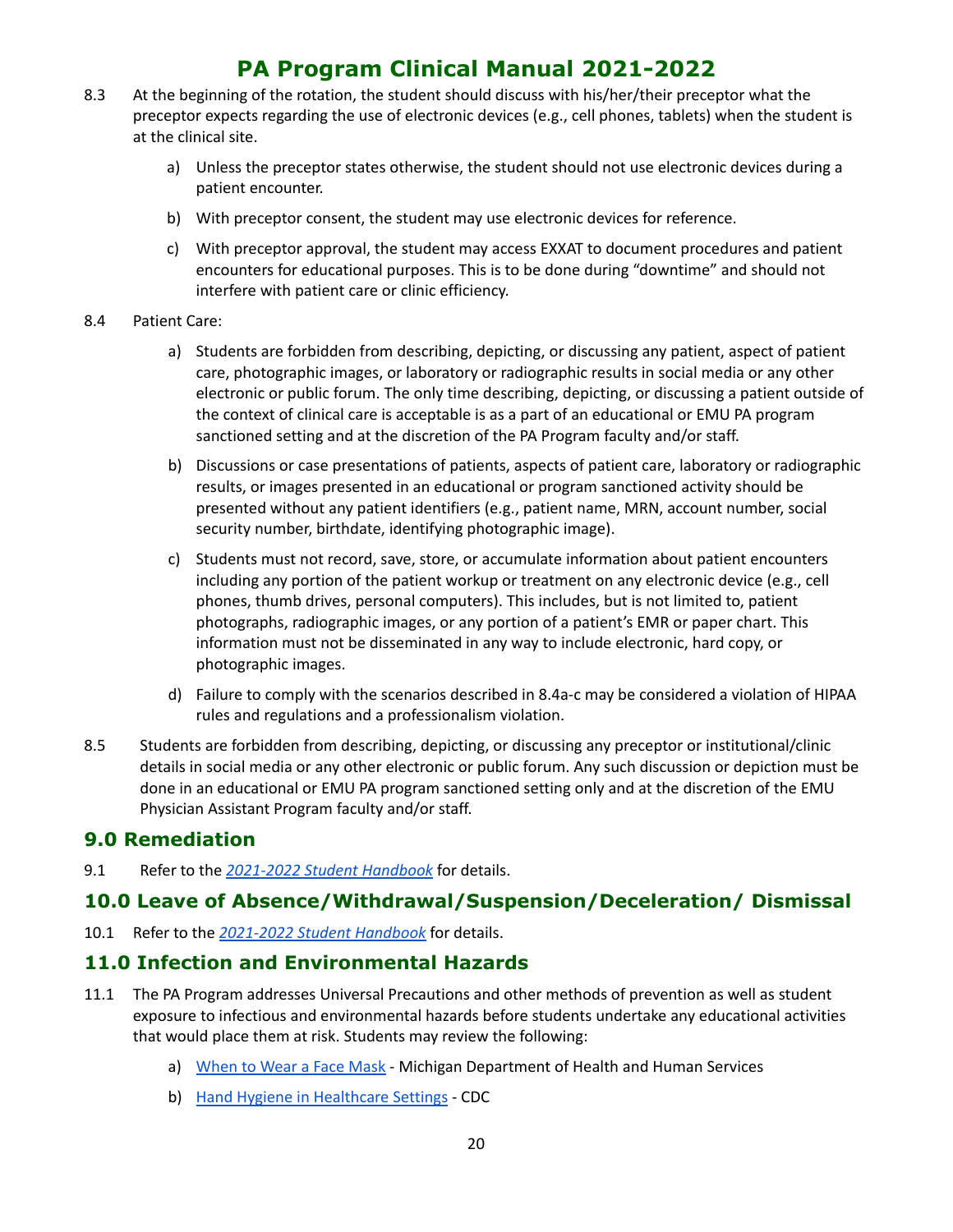8.3 At the beginning of the rotation, the student should discuss with his/her/their preceptor what the preceptor expects regarding the use of electronic devices (e.g., cell phones, tablets) when the student is at the clinical site.

a) Unless the preceptor states otherwise, the student should not use electronic devices during a patient encounter.

b) With preceptor consent, the student may use electronic devices for reference.

c) With preceptor approval, the student may access EXXAT to document procedures and patient encounters for educational purposes. This is to be done during "downtime" and should not interfere with patient care or clinic efficiency.

8.4 Patient Care:

a) Students are forbidden from describing, depicting, or discussing any patient, aspect of patient care, photographic images, or laboratory or radiographic results in social media or any other electronic or public forum. The only time describing, depicting, or discussing a patient outside of the context of clinical care is acceptable is as a part of an educational or EMU PA program sanctioned setting and at the discretion of the PA Program faculty and/or staff.

b) Discussions or case presentations of patients, aspects of patient care, laboratory or radiographic results, or images presented in an educational or program sanctioned activity should be presented without any patient identifiers (e.g., patient name, MRN, account number, social security number, birthdate, identifying photographic image).

c) Students must not record, save, store, or accumulate information about patient encounters including any portion of the patient workup or treatment on any electronic device (e.g., cell phones, thumb drives, personal computers). This includes, but is not limited to, patient photographs, radiographic images, or any portion of a patient's EMR or paper chart. This information must not be disseminated in any way to include electronic, hard copy, or photographic images.

d) Failure to comply with the scenarios described in 8.4a-c may be considered a violation of HIPAA rules and regulations and a professionalism violation.

8.5 Students are forbidden from describing, depicting, or discussing any preceptor or institutional/clinic details in social media or any other electronic or public forum. Any such discussion or depiction must be done in an educational or EMU PA program sanctioned setting only and at the discretion of the EMU Physician Assistant Program faculty and/or staff.

## 9.0 Remediation

9.1 Refer to the *2021-2022 Student Handbook* for details.

## 10.0 Leave of Absence/Withdrawal/Suspension/Deceleration/ Dismissal

10.1 Refer to the *2021-2022 Student Handbook* for details.

## 11.0 Infection and Environmental Hazards

11.1 The PA Program addresses Universal Precautions and other methods of prevention as well as student exposure to infectious and environmental hazards before students undertake any educational activities that would place them at risk. Students may review the following:

a) When to Wear a Face Mask - Michigan Department of Health and Human Services

b) Hand Hygiene in Healthcare Settings - CDC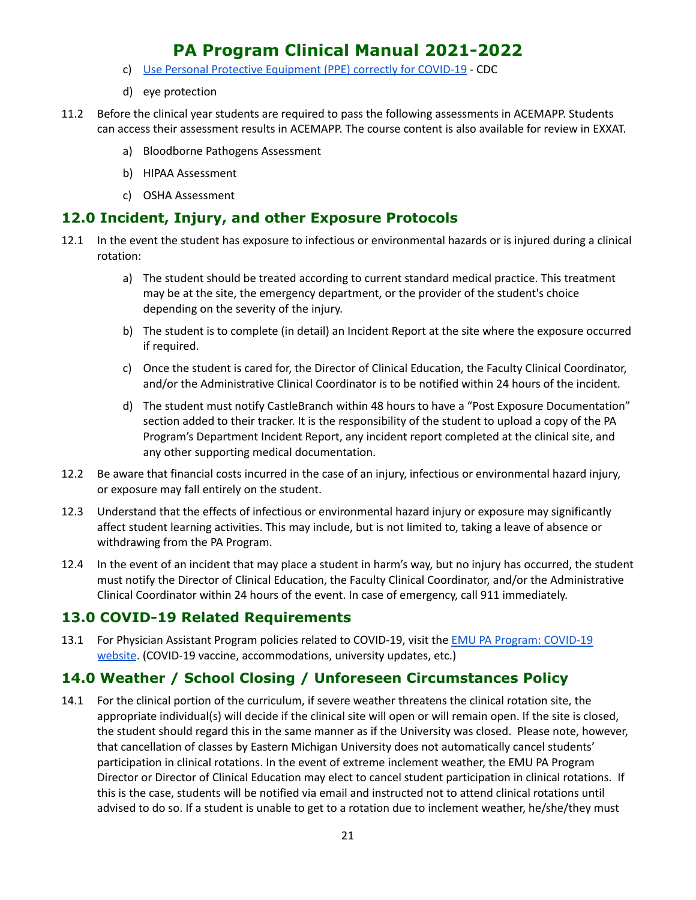c) [Use Personal Protective Equipment (PPE) correctly for COVID-19](#) - CDC

d) eye protection

11.2 Before the clinical year students are required to pass the following assessments in ACEMAPP. Students can access their assessment results in ACEMAPP. The course content is also available for review in EXXAT.

a) Bloodborne Pathogens Assessment

b) HIPAA Assessment

c) OSHA Assessment

## 12.0 Incident, Injury, and other Exposure Protocols

12.1 In the event the student has exposure to infectious or environmental hazards or is injured during a clinical rotation:

a) The student should be treated according to current standard medical practice. This treatment may be at the site, the emergency department, or the provider of the student's choice depending on the severity of the injury.

b) The student is to complete (in detail) an Incident Report at the site where the exposure occurred if required.

c) Once the student is cared for, the Director of Clinical Education, the Faculty Clinical Coordinator, and/or the Administrative Clinical Coordinator is to be notified within 24 hours of the incident.

d) The student must notify CastleBranch within 48 hours to have a "Post Exposure Documentation" section added to their tracker. It is the responsibility of the student to upload a copy of the PA Program's Department Incident Report, any incident report completed at the clinical site, and any other supporting medical documentation.

12.2 Be aware that financial costs incurred in the case of an injury, infectious or environmental hazard injury, or exposure may fall entirely on the student.

12.3 Understand that the effects of infectious or environmental hazard injury or exposure may significantly affect student learning activities. This may include, but is not limited to, taking a leave of absence or withdrawing from the PA Program.

12.4 In the event of an incident that may place a student in harm's way, but no injury has occurred, the student must notify the Director of Clinical Education, the Faculty Clinical Coordinator, and/or the Administrative Clinical Coordinator within 24 hours of the event. In case of emergency, call 911 immediately.

## 13.0 COVID-19 Related Requirements

13.1 For Physician Assistant Program policies related to COVID-19, visit the [EMU PA Program: COVID-19 website](#). (COVID-19 vaccine, accommodations, university updates, etc.)

## 14.0 Weather / School Closing / Unforeseen Circumstances Policy

14.1 For the clinical portion of the curriculum, if severe weather threatens the clinical rotation site, the appropriate individual(s) will decide if the clinical site will open or will remain open. If the site is closed, the student should regard this in the same manner as if the University was closed. Please note, however, that cancellation of classes by Eastern Michigan University does not automatically cancel students' participation in clinical rotations. In the event of extreme inclement weather, the EMU PA Program Director or Director of Clinical Education may elect to cancel student participation in clinical rotations. If this is the case, students will be notified via email and instructed not to attend clinical rotations until advised to do so. If a student is unable to get to a rotation due to inclement weather, he/she/they must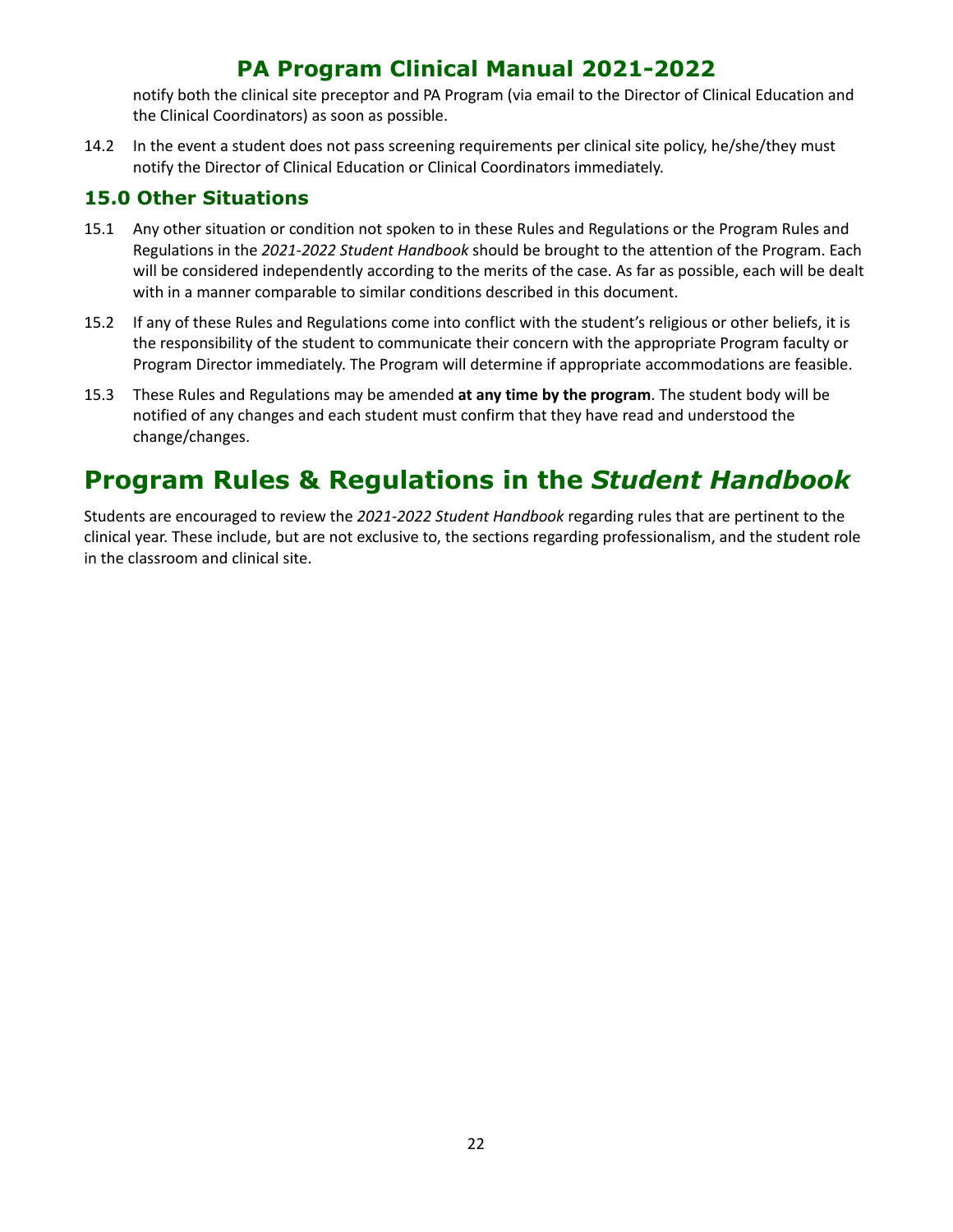notify both the clinical site preceptor and PA Program (via email to the Director of Clinical Education and the Clinical Coordinators) as soon as possible.

14.2 In the event a student does not pass screening requirements per clinical site policy, he/she/they must notify the Director of Clinical Education or Clinical Coordinators immediately.

### 15.0 Other Situations

15.1 Any other situation or condition not spoken to in these Rules and Regulations or the Program Rules and Regulations in the *2021-2022 Student Handbook* should be brought to the attention of the Program. Each will be considered independently according to the merits of the case. As far as possible, each will be dealt with in a manner comparable to similar conditions described in this document.

15.2 If any of these Rules and Regulations come into conflict with the student's religious or other beliefs, it is the responsibility of the student to communicate their concern with the appropriate Program faculty or Program Director immediately. The Program will determine if appropriate accommodations are feasible.

15.3 These Rules and Regulations may be amended **at any time by the program**. The student body will be notified of any changes and each student must confirm that they have read and understood the change/changes.

## Program Rules & Regulations in the *Student Handbook*

Students are encouraged to review the *2021-2022 Student Handbook* regarding rules that are pertinent to the clinical year. These include, but are not exclusive to, the sections regarding professionalism, and the student role in the classroom and clinical site.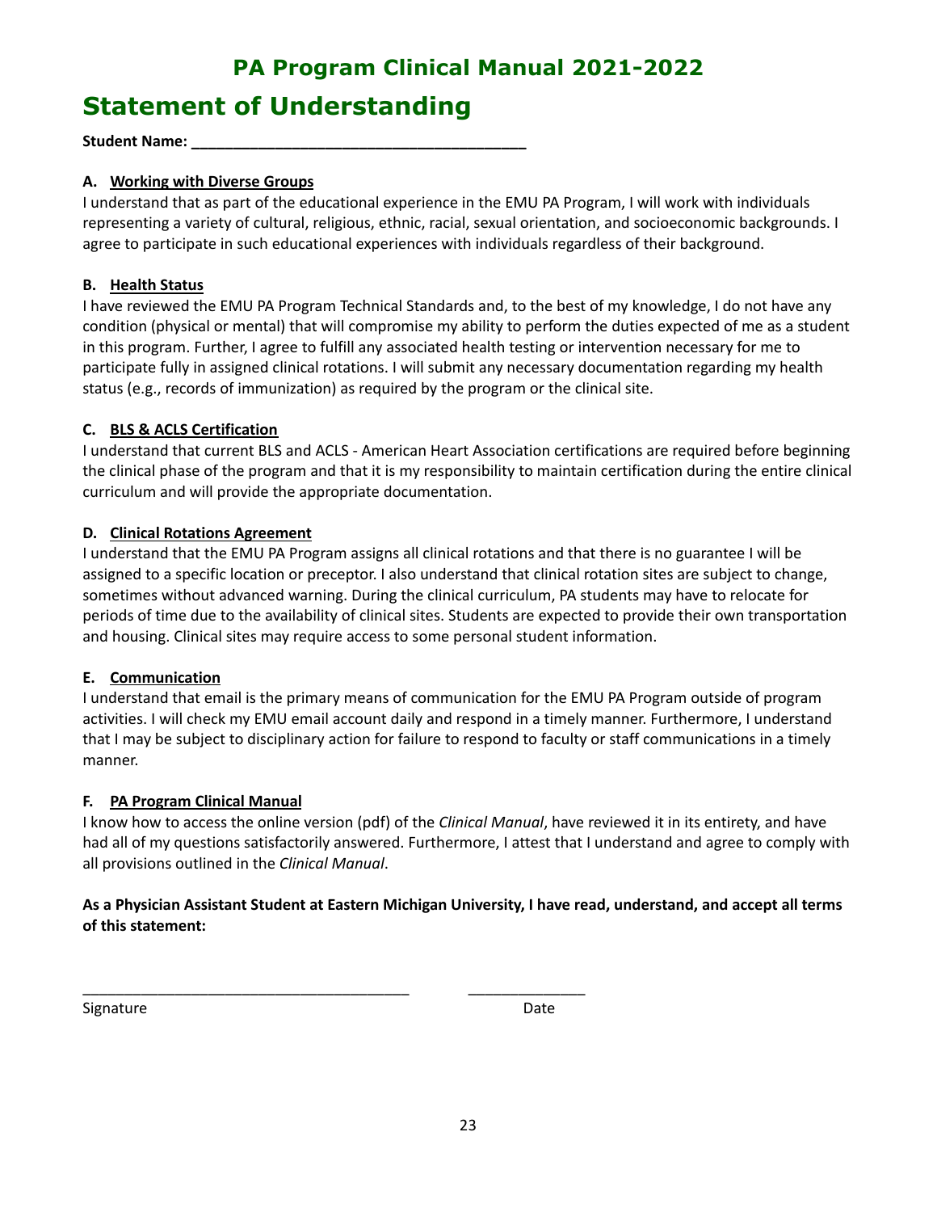# Statement of Understanding

**Student Name: ________________________________________**

**A. Working with Diverse Groups**

I understand that as part of the educational experience in the EMU PA Program, I will work with individuals representing a variety of cultural, religious, ethnic, racial, sexual orientation, and socioeconomic backgrounds. I agree to participate in such educational experiences with individuals regardless of their background.

**B. Health Status**

I have reviewed the EMU PA Program Technical Standards and, to the best of my knowledge, I do not have any condition (physical or mental) that will compromise my ability to perform the duties expected of me as a student in this program. Further, I agree to fulfill any associated health testing or intervention necessary for me to participate fully in assigned clinical rotations. I will submit any necessary documentation regarding my health status (e.g., records of immunization) as required by the program or the clinical site.

**C. BLS & ACLS Certification**

I understand that current BLS and ACLS - American Heart Association certifications are required before beginning the clinical phase of the program and that it is my responsibility to maintain certification during the entire clinical curriculum and will provide the appropriate documentation.

**D. Clinical Rotations Agreement**

I understand that the EMU PA Program assigns all clinical rotations and that there is no guarantee I will be assigned to a specific location or preceptor. I also understand that clinical rotation sites are subject to change, sometimes without advanced warning. During the clinical curriculum, PA students may have to relocate for periods of time due to the availability of clinical sites. Students are expected to provide their own transportation and housing. Clinical sites may require access to some personal student information.

**E. Communication**

I understand that email is the primary means of communication for the EMU PA Program outside of program activities. I will check my EMU email account daily and respond in a timely manner. Furthermore, I understand that I may be subject to disciplinary action for failure to respond to faculty or staff communications in a timely manner.

**F. PA Program Clinical Manual**

I know how to access the online version (pdf) of the *Clinical Manual*, have reviewed it in its entirety, and have had all of my questions satisfactorily answered. Furthermore, I attest that I understand and agree to comply with all provisions outlined in the *Clinical Manual*.

**As a Physician Assistant Student at Eastern Michigan University, I have read, understand, and accept all terms of this statement:**

________________________________________ ______________

Signature Date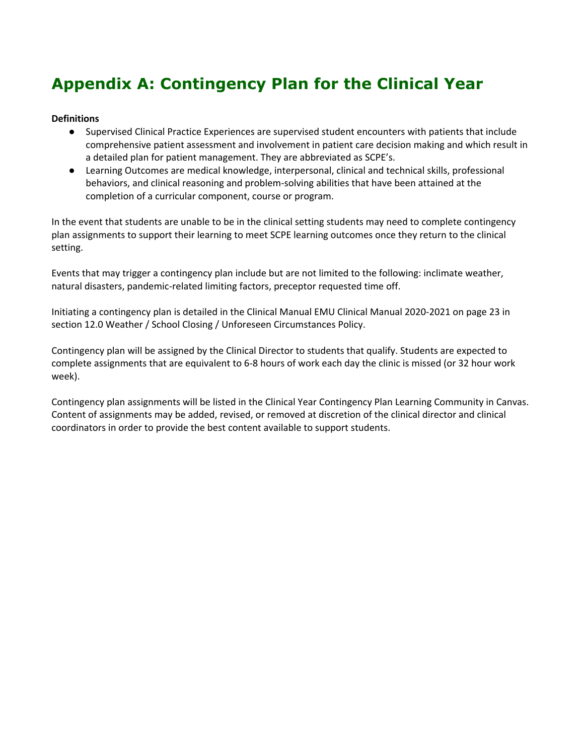# Appendix A: Contingency Plan for the Clinical Year

**Definitions**

- Supervised Clinical Practice Experiences are supervised student encounters with patients that include comprehensive patient assessment and involvement in patient care decision making and which result in a detailed plan for patient management. They are abbreviated as SCPE's.
- Learning Outcomes are medical knowledge, interpersonal, clinical and technical skills, professional behaviors, and clinical reasoning and problem-solving abilities that have been attained at the completion of a curricular component, course or program.

In the event that students are unable to be in the clinical setting students may need to complete contingency plan assignments to support their learning to meet SCPE learning outcomes once they return to the clinical setting.

Events that may trigger a contingency plan include but are not limited to the following: inclimate weather, natural disasters, pandemic-related limiting factors, preceptor requested time off.

Initiating a contingency plan is detailed in the Clinical Manual EMU Clinical Manual 2020-2021 on page 23 in section 12.0 Weather / School Closing / Unforeseen Circumstances Policy.

Contingency plan will be assigned by the Clinical Director to students that qualify. Students are expected to complete assignments that are equivalent to 6-8 hours of work each day the clinic is missed (or 32 hour work week).

Contingency plan assignments will be listed in the Clinical Year Contingency Plan Learning Community in Canvas. Content of assignments may be added, revised, or removed at discretion of the clinical director and clinical coordinators in order to provide the best content available to support students.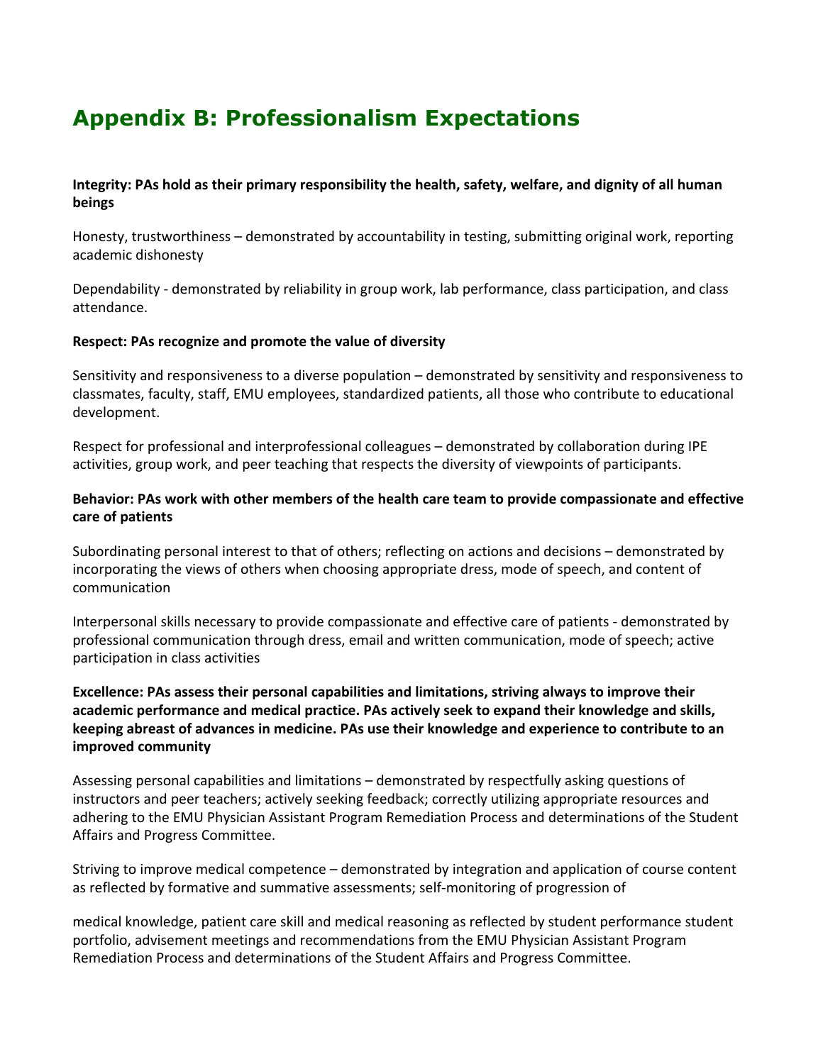# Appendix B: Professionalism Expectations

**Integrity: PAs hold as their primary responsibility the health, safety, welfare, and dignity of all human beings**

Honesty, trustworthiness – demonstrated by accountability in testing, submitting original work, reporting academic dishonesty

Dependability - demonstrated by reliability in group work, lab performance, class participation, and class attendance.

**Respect: PAs recognize and promote the value of diversity**

Sensitivity and responsiveness to a diverse population – demonstrated by sensitivity and responsiveness to classmates, faculty, staff, EMU employees, standardized patients, all those who contribute to educational development.

Respect for professional and interprofessional colleagues – demonstrated by collaboration during IPE activities, group work, and peer teaching that respects the diversity of viewpoints of participants.

**Behavior: PAs work with other members of the health care team to provide compassionate and effective care of patients**

Subordinating personal interest to that of others; reflecting on actions and decisions – demonstrated by incorporating the views of others when choosing appropriate dress, mode of speech, and content of communication

Interpersonal skills necessary to provide compassionate and effective care of patients - demonstrated by professional communication through dress, email and written communication, mode of speech; active participation in class activities

**Excellence: PAs assess their personal capabilities and limitations, striving always to improve their academic performance and medical practice. PAs actively seek to expand their knowledge and skills, keeping abreast of advances in medicine. PAs use their knowledge and experience to contribute to an improved community**

Assessing personal capabilities and limitations – demonstrated by respectfully asking questions of instructors and peer teachers; actively seeking feedback; correctly utilizing appropriate resources and adhering to the EMU Physician Assistant Program Remediation Process and determinations of the Student Affairs and Progress Committee.

Striving to improve medical competence – demonstrated by integration and application of course content as reflected by formative and summative assessments; self-monitoring of progression of medical knowledge, patient care skill and medical reasoning as reflected by student performance student portfolio, advisement meetings and recommendations from the EMU Physician Assistant Program Remediation Process and determinations of the Student Affairs and Progress Committee.